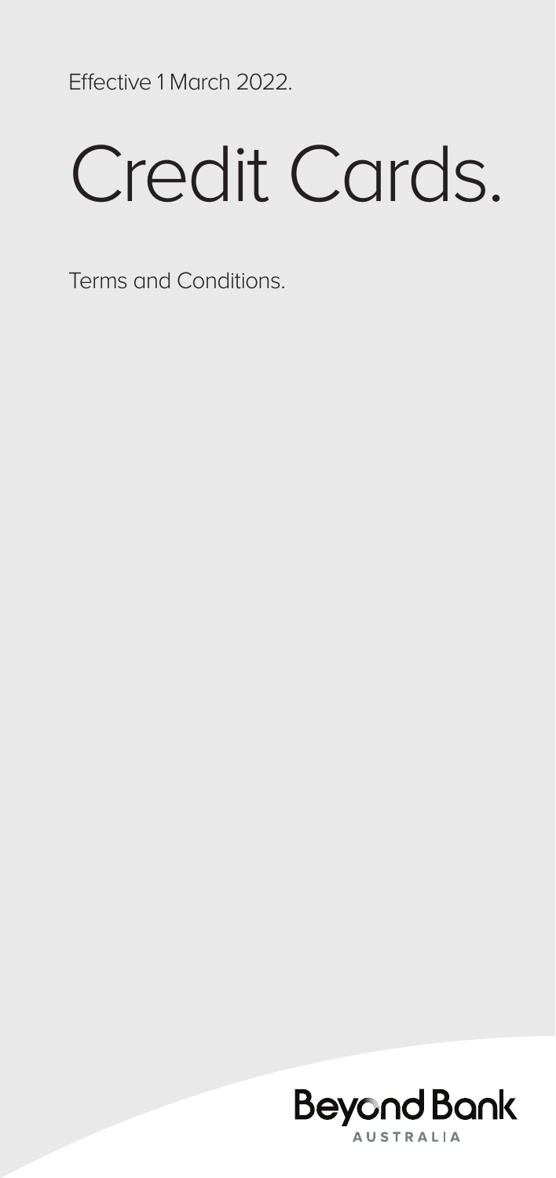Effective 1 March 2022.

# Credit Cards.

Terms and Conditions.

Beyond Bank
AUSTRALIA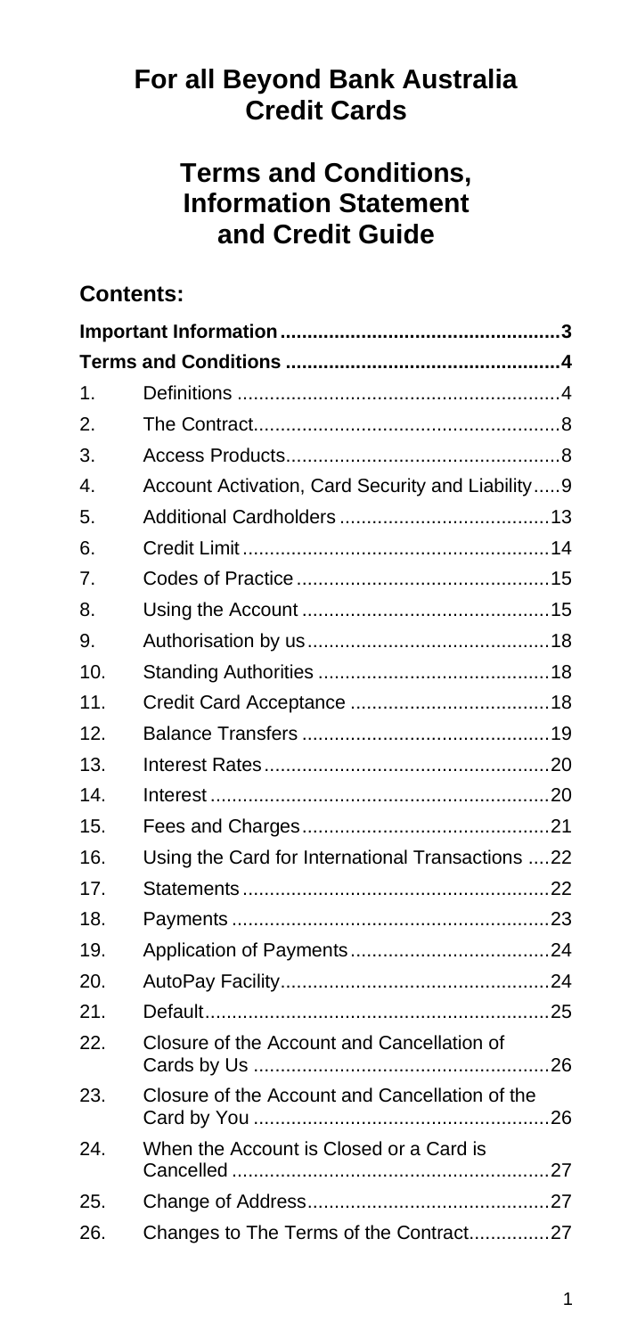# For all Beyond Bank Australia Credit Cards

## Terms and Conditions, Information Statement and Credit Guide

### Contents:

| | | |
|---|---|---|
| **Important Information** | | **3** |
| **Terms and Conditions** | | **4** |
| 1. | Definitions | 4 |
| 2. | The Contract | 8 |
| 3. | Access Products | 8 |
| 4. | Account Activation, Card Security and Liability | 9 |
| 5. | Additional Cardholders | 13 |
| 6. | Credit Limit | 14 |
| 7. | Codes of Practice | 15 |
| 8. | Using the Account | 15 |
| 9. | Authorisation by us | 18 |
| 10. | Standing Authorities | 18 |
| 11. | Credit Card Acceptance | 18 |
| 12. | Balance Transfers | 19 |
| 13. | Interest Rates | 20 |
| 14. | Interest | 20 |
| 15. | Fees and Charges | 21 |
| 16. | Using the Card for International Transactions | 22 |
| 17. | Statements | 22 |
| 18. | Payments | 23 |
| 19. | Application of Payments | 24 |
| 20. | AutoPay Facility | 24 |
| 21. | Default | 25 |
| 22. | Closure of the Account and Cancellation of Cards by Us | 26 |
| 23. | Closure of the Account and Cancellation of the Card by You | 26 |
| 24. | When the Account is Closed or a Card is Cancelled | 27 |
| 25. | Change of Address | 27 |
| 26. | Changes to The Terms of the Contract | 27 |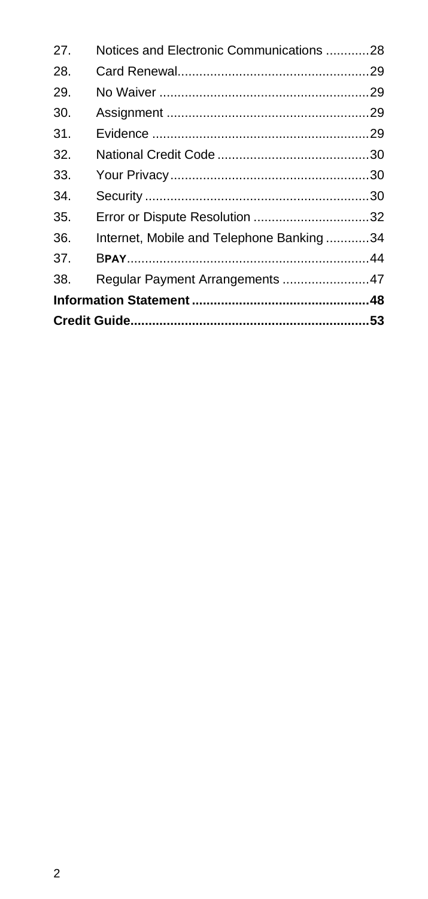| | | |
|---|---|---|
| 27. | Notices and Electronic Communications | 28 |
| 28. | Card Renewal | 29 |
| 29. | No Waiver | 29 |
| 30. | Assignment | 29 |
| 31. | Evidence | 29 |
| 32. | National Credit Code | 30 |
| 33. | Your Privacy | 30 |
| 34. | Security | 30 |
| 35. | Error or Dispute Resolution | 32 |
| 36. | Internet, Mobile and Telephone Banking | 34 |
| 37. | BPAY | 44 |
| 38. | Regular Payment Arrangements | 47 |
| **Information Statement** | | **48** |
| **Credit Guide** | | **53** |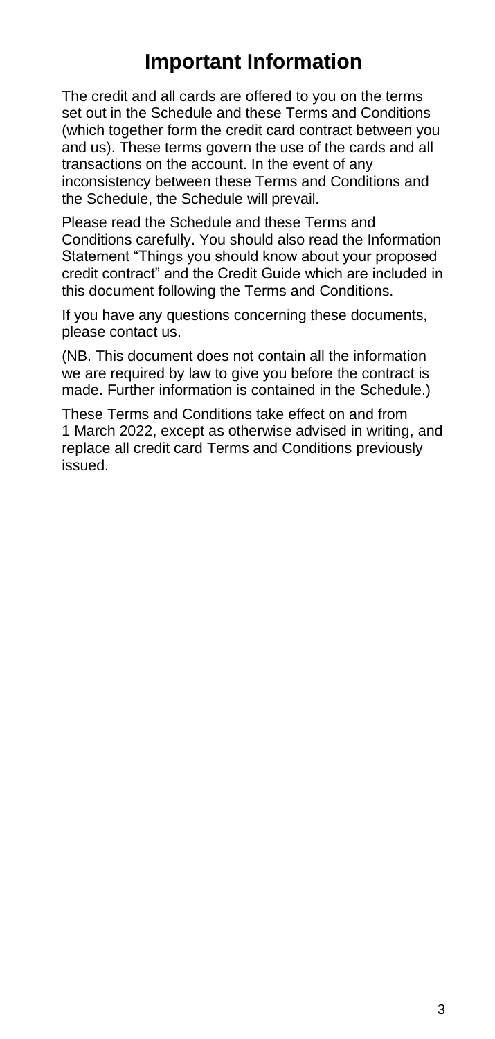# Important Information

The credit and all cards are offered to you on the terms set out in the Schedule and these Terms and Conditions (which together form the credit card contract between you and us). These terms govern the use of the cards and all transactions on the account. In the event of any inconsistency between these Terms and Conditions and the Schedule, the Schedule will prevail.

Please read the Schedule and these Terms and Conditions carefully. You should also read the Information Statement "Things you should know about your proposed credit contract" and the Credit Guide which are included in this document following the Terms and Conditions.

If you have any questions concerning these documents, please contact us.

(NB. This document does not contain all the information we are required by law to give you before the contract is made. Further information is contained in the Schedule.)

These Terms and Conditions take effect on and from 1 March 2022, except as otherwise advised in writing, and replace all credit card Terms and Conditions previously issued.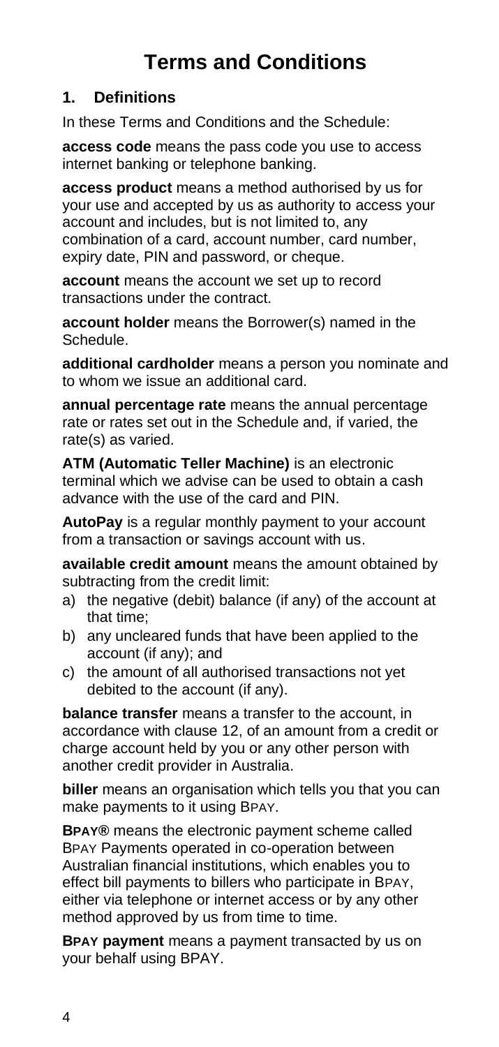# Terms and Conditions

## 1. Definitions

In these Terms and Conditions and the Schedule:

**access code** means the pass code you use to access internet banking or telephone banking.

**access product** means a method authorised by us for your use and accepted by us as authority to access your account and includes, but is not limited to, any combination of a card, account number, card number, expiry date, PIN and password, or cheque.

**account** means the account we set up to record transactions under the contract.

**account holder** means the Borrower(s) named in the Schedule.

**additional cardholder** means a person you nominate and to whom we issue an additional card.

**annual percentage rate** means the annual percentage rate or rates set out in the Schedule and, if varied, the rate(s) as varied.

**ATM (Automatic Teller Machine)** is an electronic terminal which we advise can be used to obtain a cash advance with the use of the card and PIN.

**AutoPay** is a regular monthly payment to your account from a transaction or savings account with us.

**available credit amount** means the amount obtained by subtracting from the credit limit:

a) the negative (debit) balance (if any) of the account at that time;
b) any uncleared funds that have been applied to the account (if any); and
c) the amount of all authorised transactions not yet debited to the account (if any).

**balance transfer** means a transfer to the account, in accordance with clause 12, of an amount from a credit or charge account held by you or any other person with another credit provider in Australia.

**biller** means an organisation which tells you that you can make payments to it using BPAY.

**BPAY®** means the electronic payment scheme called BPAY Payments operated in co-operation between Australian financial institutions, which enables you to effect bill payments to billers who participate in BPAY, either via telephone or internet access or by any other method approved by us from time to time.

**BPAY payment** means a payment transacted by us on your behalf using BPAY.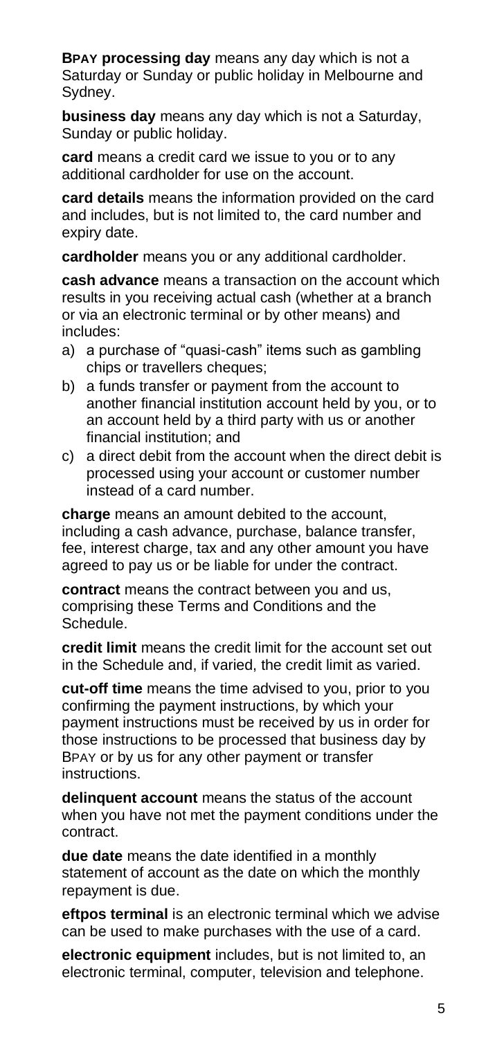**BPAY processing day** means any day which is not a Saturday or Sunday or public holiday in Melbourne and Sydney.

**business day** means any day which is not a Saturday, Sunday or public holiday.

**card** means a credit card we issue to you or to any additional cardholder for use on the account.

**card details** means the information provided on the card and includes, but is not limited to, the card number and expiry date.

**cardholder** means you or any additional cardholder.

**cash advance** means a transaction on the account which results in you receiving actual cash (whether at a branch or via an electronic terminal or by other means) and includes:

a) a purchase of "quasi-cash" items such as gambling chips or travellers cheques;
b) a funds transfer or payment from the account to another financial institution account held by you, or to an account held by a third party with us or another financial institution; and
c) a direct debit from the account when the direct debit is processed using your account or customer number instead of a card number.

**charge** means an amount debited to the account, including a cash advance, purchase, balance transfer, fee, interest charge, tax and any other amount you have agreed to pay us or be liable for under the contract.

**contract** means the contract between you and us, comprising these Terms and Conditions and the Schedule.

**credit limit** means the credit limit for the account set out in the Schedule and, if varied, the credit limit as varied.

**cut-off time** means the time advised to you, prior to you confirming the payment instructions, by which your payment instructions must be received by us in order for those instructions to be processed that business day by BPAY or by us for any other payment or transfer instructions.

**delinquent account** means the status of the account when you have not met the payment conditions under the contract.

**due date** means the date identified in a monthly statement of account as the date on which the monthly repayment is due.

**eftpos terminal** is an electronic terminal which we advise can be used to make purchases with the use of a card.

**electronic equipment** includes, but is not limited to, an electronic terminal, computer, television and telephone.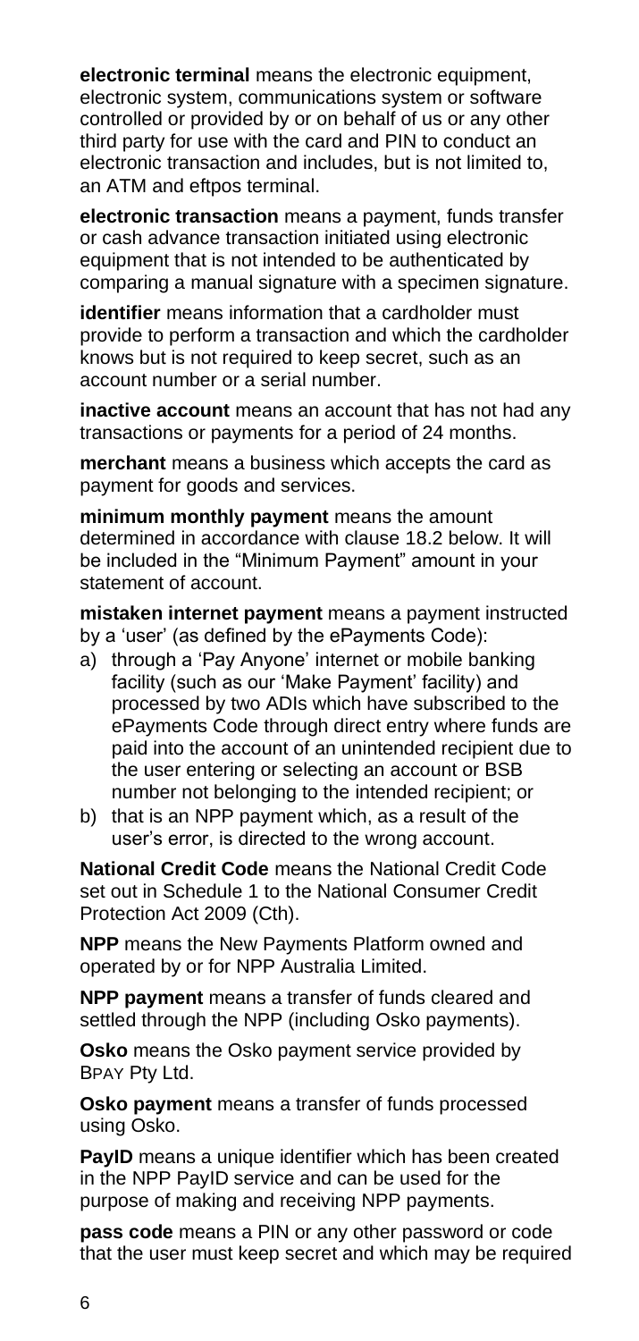**electronic terminal** means the electronic equipment, electronic system, communications system or software controlled or provided by or on behalf of us or any other third party for use with the card and PIN to conduct an electronic transaction and includes, but is not limited to, an ATM and eftpos terminal.

**electronic transaction** means a payment, funds transfer or cash advance transaction initiated using electronic equipment that is not intended to be authenticated by comparing a manual signature with a specimen signature.

**identifier** means information that a cardholder must provide to perform a transaction and which the cardholder knows but is not required to keep secret, such as an account number or a serial number.

**inactive account** means an account that has not had any transactions or payments for a period of 24 months.

**merchant** means a business which accepts the card as payment for goods and services.

**minimum monthly payment** means the amount determined in accordance with clause 18.2 below. It will be included in the "Minimum Payment" amount in your statement of account.

**mistaken internet payment** means a payment instructed by a 'user' (as defined by the ePayments Code):

a) through a 'Pay Anyone' internet or mobile banking facility (such as our 'Make Payment' facility) and processed by two ADIs which have subscribed to the ePayments Code through direct entry where funds are paid into the account of an unintended recipient due to the user entering or selecting an account or BSB number not belonging to the intended recipient; or
b) that is an NPP payment which, as a result of the user's error, is directed to the wrong account.

**National Credit Code** means the National Credit Code set out in Schedule 1 to the National Consumer Credit Protection Act 2009 (Cth).

**NPP** means the New Payments Platform owned and operated by or for NPP Australia Limited.

**NPP payment** means a transfer of funds cleared and settled through the NPP (including Osko payments).

**Osko** means the Osko payment service provided by BPAY Pty Ltd.

**Osko payment** means a transfer of funds processed using Osko.

**PayID** means a unique identifier which has been created in the NPP PayID service and can be used for the purpose of making and receiving NPP payments.

**pass code** means a PIN or any other password or code that the user must keep secret and which may be required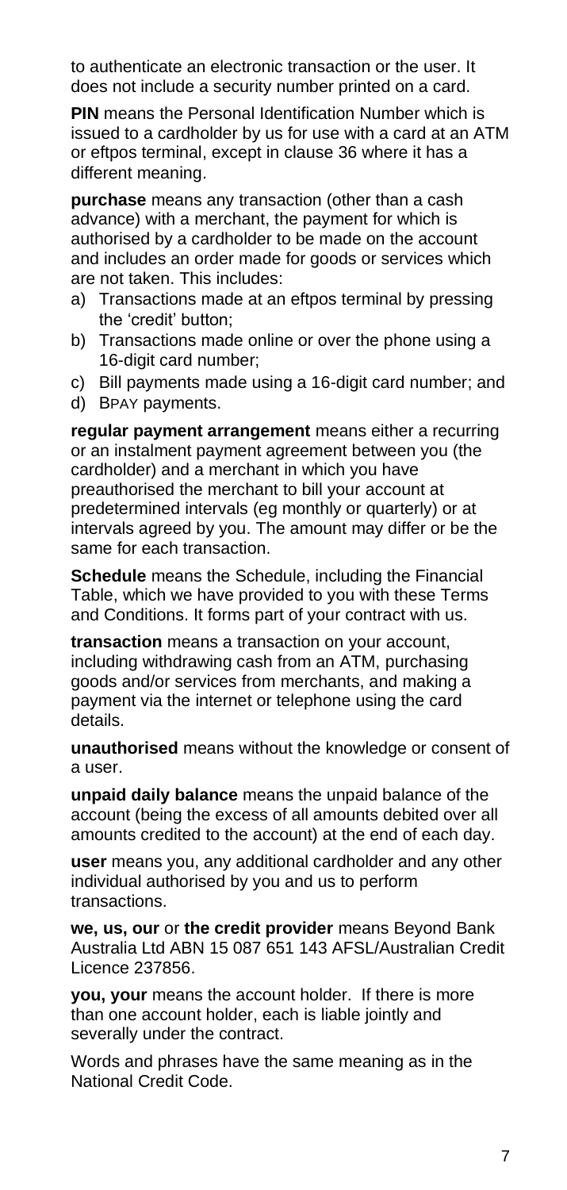to authenticate an electronic transaction or the user. It does not include a security number printed on a card.

**PIN** means the Personal Identification Number which is issued to a cardholder by us for use with a card at an ATM or eftpos terminal, except in clause 36 where it has a different meaning.

**purchase** means any transaction (other than a cash advance) with a merchant, the payment for which is authorised by a cardholder to be made on the account and includes an order made for goods or services which are not taken. This includes:

a) Transactions made at an eftpos terminal by pressing the 'credit' button;
b) Transactions made online or over the phone using a 16-digit card number;
c) Bill payments made using a 16-digit card number; and
d) BPAY payments.

**regular payment arrangement** means either a recurring or an instalment payment agreement between you (the cardholder) and a merchant in which you have preauthorised the merchant to bill your account at predetermined intervals (eg monthly or quarterly) or at intervals agreed by you. The amount may differ or be the same for each transaction.

**Schedule** means the Schedule, including the Financial Table, which we have provided to you with these Terms and Conditions. It forms part of your contract with us.

**transaction** means a transaction on your account, including withdrawing cash from an ATM, purchasing goods and/or services from merchants, and making a payment via the internet or telephone using the card details.

**unauthorised** means without the knowledge or consent of a user.

**unpaid daily balance** means the unpaid balance of the account (being the excess of all amounts debited over all amounts credited to the account) at the end of each day.

**user** means you, any additional cardholder and any other individual authorised by you and us to perform transactions.

**we, us, our** or **the credit provider** means Beyond Bank Australia Ltd ABN 15 087 651 143 AFSL/Australian Credit Licence 237856.

**you, your** means the account holder. If there is more than one account holder, each is liable jointly and severally under the contract.

Words and phrases have the same meaning as in the National Credit Code.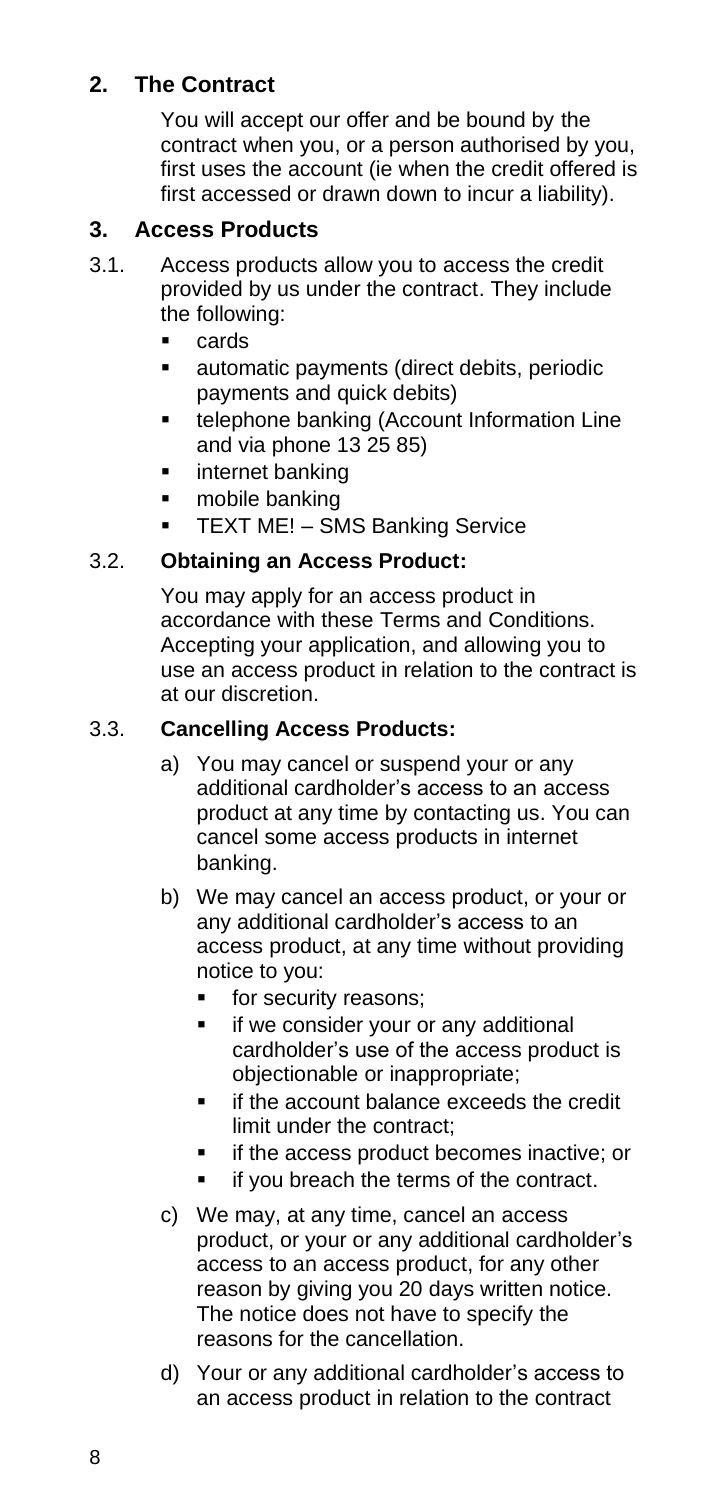## 2. The Contract

You will accept our offer and be bound by the contract when you, or a person authorised by you, first uses the account (ie when the credit offered is first accessed or drawn down to incur a liability).

## 3. Access Products

3.1. Access products allow you to access the credit provided by us under the contract. They include the following:

- cards
- automatic payments (direct debits, periodic payments and quick debits)
- telephone banking (Account Information Line and via phone 13 25 85)
- internet banking
- mobile banking
- TEXT ME! – SMS Banking Service

3.2. **Obtaining an Access Product:**

You may apply for an access product in accordance with these Terms and Conditions. Accepting your application, and allowing you to use an access product in relation to the contract is at our discretion.

3.3. **Cancelling Access Products:**

a) You may cancel or suspend your or any additional cardholder's access to an access product at any time by contacting us. You can cancel some access products in internet banking.

b) We may cancel an access product, or your or any additional cardholder's access to an access product, at any time without providing notice to you:
   - for security reasons;
   - if we consider your or any additional cardholder's use of the access product is objectionable or inappropriate;
   - if the account balance exceeds the credit limit under the contract;
   - if the access product becomes inactive; or
   - if you breach the terms of the contract.

c) We may, at any time, cancel an access product, or your or any additional cardholder's access to an access product, for any other reason by giving you 20 days written notice. The notice does not have to specify the reasons for the cancellation.

d) Your or any additional cardholder's access to an access product in relation to the contract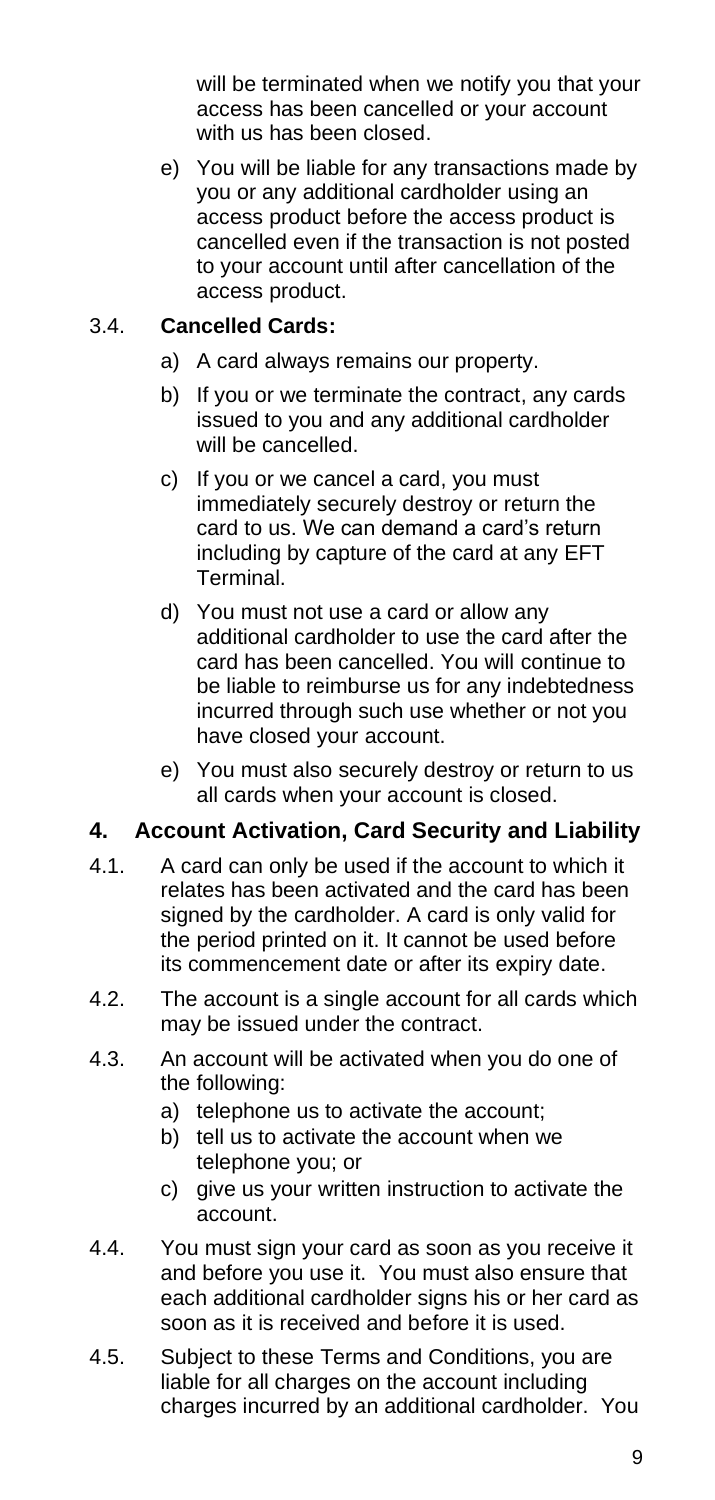will be terminated when we notify you that your access has been cancelled or your account with us has been closed.

e) You will be liable for any transactions made by you or any additional cardholder using an access product before the access product is cancelled even if the transaction is not posted to your account until after cancellation of the access product.

3.4. **Cancelled Cards:**

a) A card always remains our property.

b) If you or we terminate the contract, any cards issued to you and any additional cardholder will be cancelled.

c) If you or we cancel a card, you must immediately securely destroy or return the card to us. We can demand a card's return including by capture of the card at any EFT Terminal.

d) You must not use a card or allow any additional cardholder to use the card after the card has been cancelled. You will continue to be liable to reimburse us for any indebtedness incurred through such use whether or not you have closed your account.

e) You must also securely destroy or return to us all cards when your account is closed.

## 4. Account Activation, Card Security and Liability

4.1. A card can only be used if the account to which it relates has been activated and the card has been signed by the cardholder. A card is only valid for the period printed on it. It cannot be used before its commencement date or after its expiry date.

4.2. The account is a single account for all cards which may be issued under the contract.

4.3. An account will be activated when you do one of the following:

a) telephone us to activate the account;

b) tell us to activate the account when we telephone you; or

c) give us your written instruction to activate the account.

4.4. You must sign your card as soon as you receive it and before you use it. You must also ensure that each additional cardholder signs his or her card as soon as it is received and before it is used.

4.5. Subject to these Terms and Conditions, you are liable for all charges on the account including charges incurred by an additional cardholder. You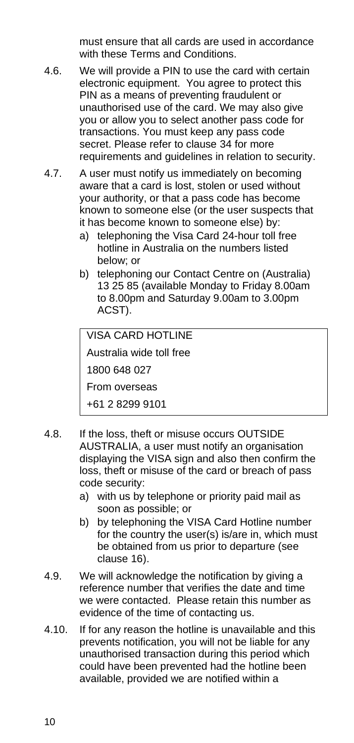must ensure that all cards are used in accordance with these Terms and Conditions.

4.6. We will provide a PIN to use the card with certain electronic equipment. You agree to protect this PIN as a means of preventing fraudulent or unauthorised use of the card. We may also give you or allow you to select another pass code for transactions. You must keep any pass code secret. Please refer to clause 34 for more requirements and guidelines in relation to security.

4.7. A user must notify us immediately on becoming aware that a card is lost, stolen or used without your authority, or that a pass code has become known to someone else (or the user suspects that it has become known to someone else) by:

a) telephoning the Visa Card 24-hour toll free hotline in Australia on the numbers listed below; or

b) telephoning our Contact Centre on (Australia) 13 25 85 (available Monday to Friday 8.00am to 8.00pm and Saturday 9.00am to 3.00pm ACST).

| |
|---|
| VISA CARD HOTLINE |
| Australia wide toll free |
| 1800 648 027 |
| From overseas |
| +61 2 8299 9101 |

4.8. If the loss, theft or misuse occurs OUTSIDE AUSTRALIA, a user must notify an organisation displaying the VISA sign and also then confirm the loss, theft or misuse of the card or breach of pass code security:

a) with us by telephone or priority paid mail as soon as possible; or

b) by telephoning the VISA Card Hotline number for the country the user(s) is/are in, which must be obtained from us prior to departure (see clause 16).

4.9. We will acknowledge the notification by giving a reference number that verifies the date and time we were contacted. Please retain this number as evidence of the time of contacting us.

4.10. If for any reason the hotline is unavailable and this prevents notification, you will not be liable for any unauthorised transaction during this period which could have been prevented had the hotline been available, provided we are notified within a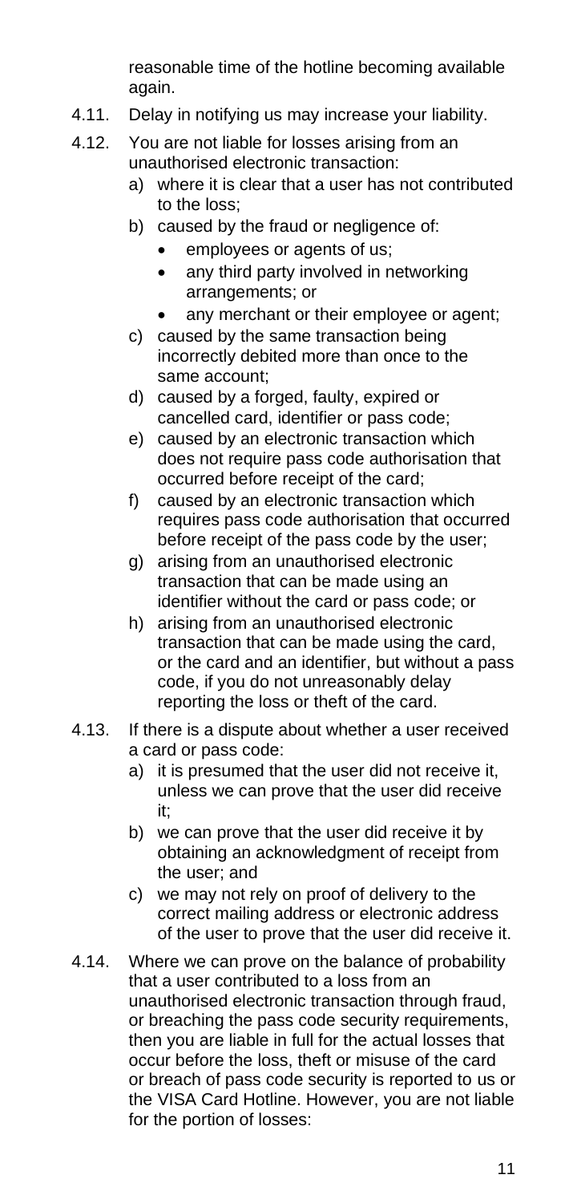reasonable time of the hotline becoming available again.

4.11. Delay in notifying us may increase your liability.

4.12. You are not liable for losses arising from an unauthorised electronic transaction:

a) where it is clear that a user has not contributed to the loss;

b) caused by the fraud or negligence of:

- employees or agents of us;
- any third party involved in networking arrangements; or
- any merchant or their employee or agent;

c) caused by the same transaction being incorrectly debited more than once to the same account;

d) caused by a forged, faulty, expired or cancelled card, identifier or pass code;

e) caused by an electronic transaction which does not require pass code authorisation that occurred before receipt of the card;

f) caused by an electronic transaction which requires pass code authorisation that occurred before receipt of the pass code by the user;

g) arising from an unauthorised electronic transaction that can be made using an identifier without the card or pass code; or

h) arising from an unauthorised electronic transaction that can be made using the card, or the card and an identifier, but without a pass code, if you do not unreasonably delay reporting the loss or theft of the card.

4.13. If there is a dispute about whether a user received a card or pass code:

a) it is presumed that the user did not receive it, unless we can prove that the user did receive it;

b) we can prove that the user did receive it by obtaining an acknowledgment of receipt from the user; and

c) we may not rely on proof of delivery to the correct mailing address or electronic address of the user to prove that the user did receive it.

4.14. Where we can prove on the balance of probability that a user contributed to a loss from an unauthorised electronic transaction through fraud, or breaching the pass code security requirements, then you are liable in full for the actual losses that occur before the loss, theft or misuse of the card or breach of pass code security is reported to us or the VISA Card Hotline. However, you are not liable for the portion of losses: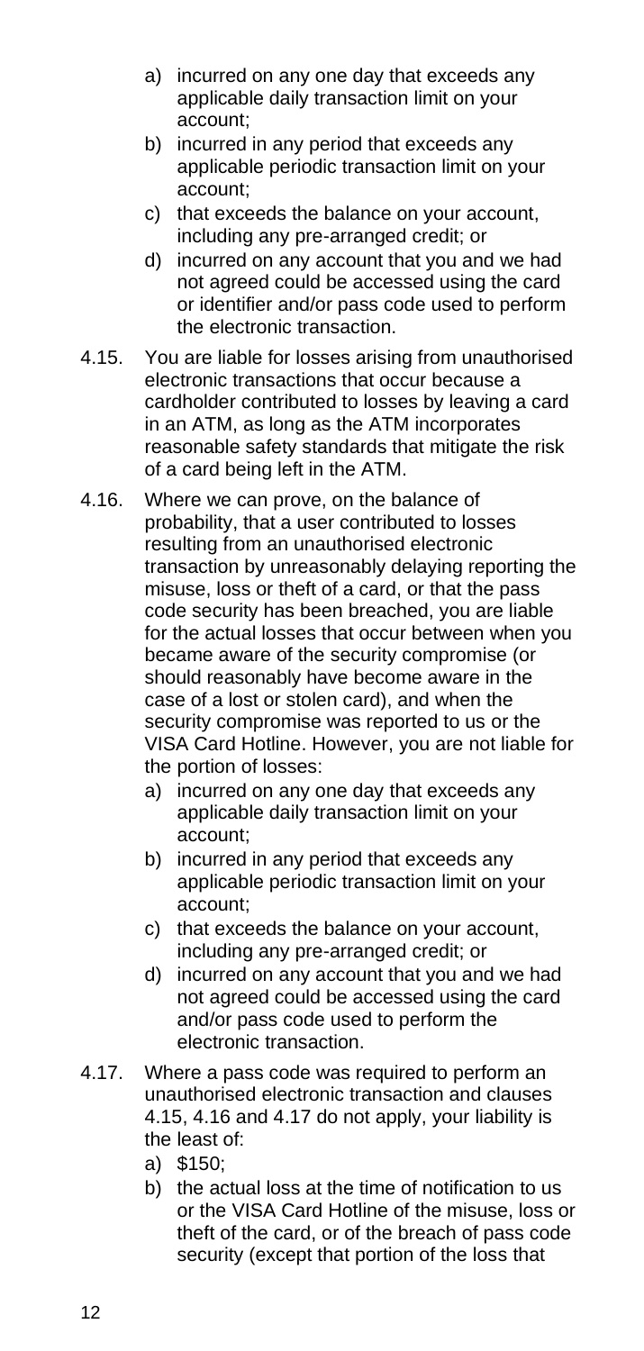a) incurred on any one day that exceeds any applicable daily transaction limit on your account;
b) incurred in any period that exceeds any applicable periodic transaction limit on your account;
c) that exceeds the balance on your account, including any pre-arranged credit; or
d) incurred on any account that you and we had not agreed could be accessed using the card or identifier and/or pass code used to perform the electronic transaction.

4.15. You are liable for losses arising from unauthorised electronic transactions that occur because a cardholder contributed to losses by leaving a card in an ATM, as long as the ATM incorporates reasonable safety standards that mitigate the risk of a card being left in the ATM.

4.16. Where we can prove, on the balance of probability, that a user contributed to losses resulting from an unauthorised electronic transaction by unreasonably delaying reporting the misuse, loss or theft of a card, or that the pass code security has been breached, you are liable for the actual losses that occur between when you became aware of the security compromise (or should reasonably have become aware in the case of a lost or stolen card), and when the security compromise was reported to us or the VISA Card Hotline. However, you are not liable for the portion of losses:

a) incurred on any one day that exceeds any applicable daily transaction limit on your account;
b) incurred in any period that exceeds any applicable periodic transaction limit on your account;
c) that exceeds the balance on your account, including any pre-arranged credit; or
d) incurred on any account that you and we had not agreed could be accessed using the card and/or pass code used to perform the electronic transaction.

4.17. Where a pass code was required to perform an unauthorised electronic transaction and clauses 4.15, 4.16 and 4.17 do not apply, your liability is the least of:

a) $150;
b) the actual loss at the time of notification to us or the VISA Card Hotline of the misuse, loss or theft of the card, or of the breach of pass code security (except that portion of the loss that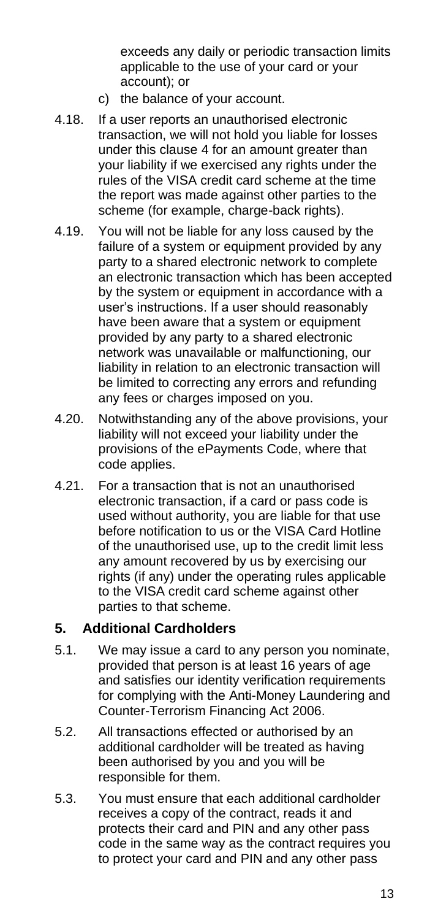exceeds any daily or periodic transaction limits applicable to the use of your card or your account); or

c) the balance of your account.

4.18. If a user reports an unauthorised electronic transaction, we will not hold you liable for losses under this clause 4 for an amount greater than your liability if we exercised any rights under the rules of the VISA credit card scheme at the time the report was made against other parties to the scheme (for example, charge-back rights).

4.19. You will not be liable for any loss caused by the failure of a system or equipment provided by any party to a shared electronic network to complete an electronic transaction which has been accepted by the system or equipment in accordance with a user's instructions. If a user should reasonably have been aware that a system or equipment provided by any party to a shared electronic network was unavailable or malfunctioning, our liability in relation to an electronic transaction will be limited to correcting any errors and refunding any fees or charges imposed on you.

4.20. Notwithstanding any of the above provisions, your liability will not exceed your liability under the provisions of the ePayments Code, where that code applies.

4.21. For a transaction that is not an unauthorised electronic transaction, if a card or pass code is used without authority, you are liable for that use before notification to us or the VISA Card Hotline of the unauthorised use, up to the credit limit less any amount recovered by us by exercising our rights (if any) under the operating rules applicable to the VISA credit card scheme against other parties to that scheme.

## 5. Additional Cardholders

5.1. We may issue a card to any person you nominate, provided that person is at least 16 years of age and satisfies our identity verification requirements for complying with the Anti-Money Laundering and Counter-Terrorism Financing Act 2006.

5.2. All transactions effected or authorised by an additional cardholder will be treated as having been authorised by you and you will be responsible for them.

5.3. You must ensure that each additional cardholder receives a copy of the contract, reads it and protects their card and PIN and any other pass code in the same way as the contract requires you to protect your card and PIN and any other pass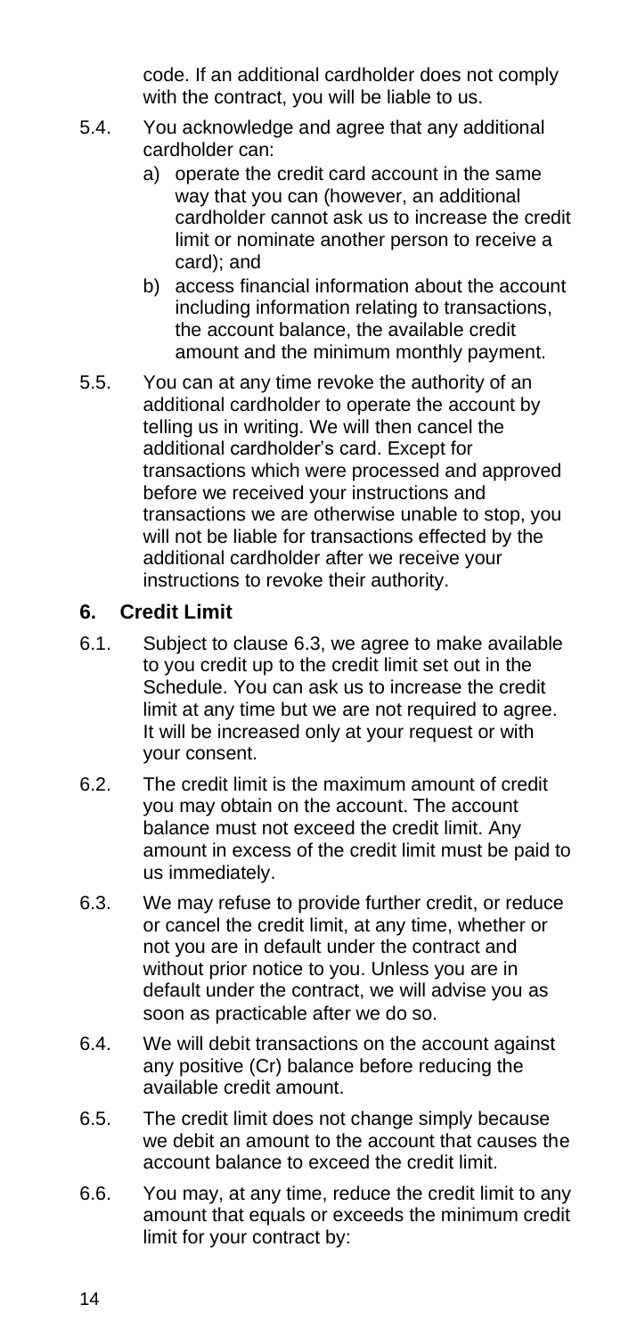code. If an additional cardholder does not comply with the contract, you will be liable to us.

5.4. You acknowledge and agree that any additional cardholder can:

a) operate the credit card account in the same way that you can (however, an additional cardholder cannot ask us to increase the credit limit or nominate another person to receive a card); and

b) access financial information about the account including information relating to transactions, the account balance, the available credit amount and the minimum monthly payment.

5.5. You can at any time revoke the authority of an additional cardholder to operate the account by telling us in writing. We will then cancel the additional cardholder's card. Except for transactions which were processed and approved before we received your instructions and transactions we are otherwise unable to stop, you will not be liable for transactions effected by the additional cardholder after we receive your instructions to revoke their authority.

## 6. Credit Limit

6.1. Subject to clause 6.3, we agree to make available to you credit up to the credit limit set out in the Schedule. You can ask us to increase the credit limit at any time but we are not required to agree. It will be increased only at your request or with your consent.

6.2. The credit limit is the maximum amount of credit you may obtain on the account. The account balance must not exceed the credit limit. Any amount in excess of the credit limit must be paid to us immediately.

6.3. We may refuse to provide further credit, or reduce or cancel the credit limit, at any time, whether or not you are in default under the contract and without prior notice to you. Unless you are in default under the contract, we will advise you as soon as practicable after we do so.

6.4. We will debit transactions on the account against any positive (Cr) balance before reducing the available credit amount.

6.5. The credit limit does not change simply because we debit an amount to the account that causes the account balance to exceed the credit limit.

6.6. You may, at any time, reduce the credit limit to any amount that equals or exceeds the minimum credit limit for your contract by: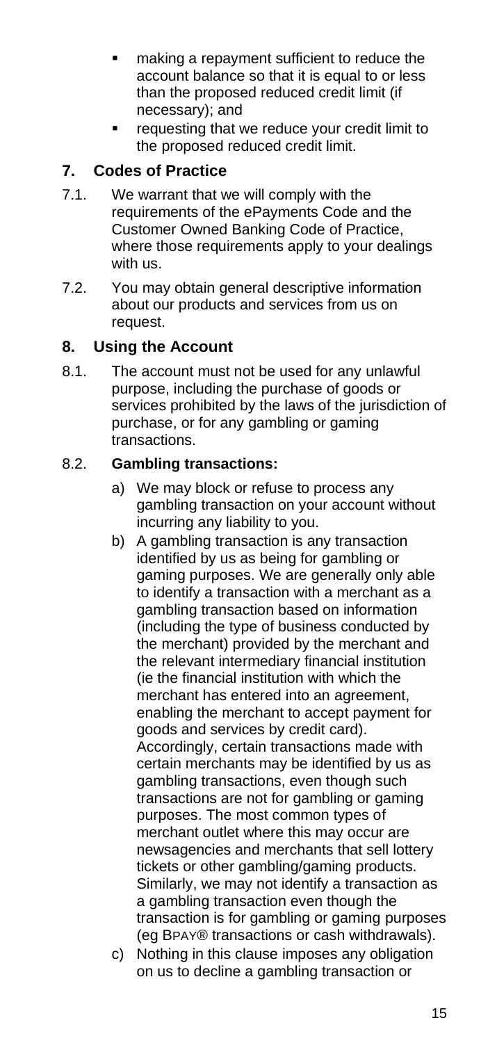- making a repayment sufficient to reduce the account balance so that it is equal to or less than the proposed reduced credit limit (if necessary); and
- requesting that we reduce your credit limit to the proposed reduced credit limit.

## 7. Codes of Practice

7.1. We warrant that we will comply with the requirements of the ePayments Code and the Customer Owned Banking Code of Practice, where those requirements apply to your dealings with us.

7.2. You may obtain general descriptive information about our products and services from us on request.

## 8. Using the Account

8.1. The account must not be used for any unlawful purpose, including the purchase of goods or services prohibited by the laws of the jurisdiction of purchase, or for any gambling or gaming transactions.

8.2. **Gambling transactions:**

a) We may block or refuse to process any gambling transaction on your account without incurring any liability to you.

b) A gambling transaction is any transaction identified by us as being for gambling or gaming purposes. We are generally only able to identify a transaction with a merchant as a gambling transaction based on information (including the type of business conducted by the merchant) provided by the merchant and the relevant intermediary financial institution (ie the financial institution with which the merchant has entered into an agreement, enabling the merchant to accept payment for goods and services by credit card). Accordingly, certain transactions made with certain merchants may be identified by us as gambling transactions, even though such transactions are not for gambling or gaming purposes. The most common types of merchant outlet where this may occur are newsagencies and merchants that sell lottery tickets or other gambling/gaming products. Similarly, we may not identify a transaction as a gambling transaction even though the transaction is for gambling or gaming purposes (eg BPAY® transactions or cash withdrawals).

c) Nothing in this clause imposes any obligation on us to decline a gambling transaction or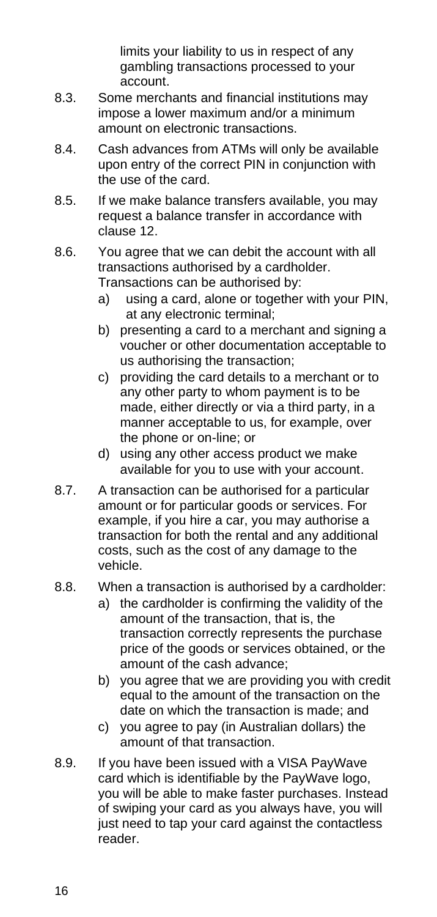limits your liability to us in respect of any gambling transactions processed to your account.

8.3. Some merchants and financial institutions may impose a lower maximum and/or a minimum amount on electronic transactions.

8.4. Cash advances from ATMs will only be available upon entry of the correct PIN in conjunction with the use of the card.

8.5. If we make balance transfers available, you may request a balance transfer in accordance with clause 12.

8.6. You agree that we can debit the account with all transactions authorised by a cardholder. Transactions can be authorised by:

a) using a card, alone or together with your PIN, at any electronic terminal;

b) presenting a card to a merchant and signing a voucher or other documentation acceptable to us authorising the transaction;

c) providing the card details to a merchant or to any other party to whom payment is to be made, either directly or via a third party, in a manner acceptable to us, for example, over the phone or on-line; or

d) using any other access product we make available for you to use with your account.

8.7. A transaction can be authorised for a particular amount or for particular goods or services. For example, if you hire a car, you may authorise a transaction for both the rental and any additional costs, such as the cost of any damage to the vehicle.

8.8. When a transaction is authorised by a cardholder:

a) the cardholder is confirming the validity of the amount of the transaction, that is, the transaction correctly represents the purchase price of the goods or services obtained, or the amount of the cash advance;

b) you agree that we are providing you with credit equal to the amount of the transaction on the date on which the transaction is made; and

c) you agree to pay (in Australian dollars) the amount of that transaction.

8.9. If you have been issued with a VISA PayWave card which is identifiable by the PayWave logo, you will be able to make faster purchases. Instead of swiping your card as you always have, you will just need to tap your card against the contactless reader.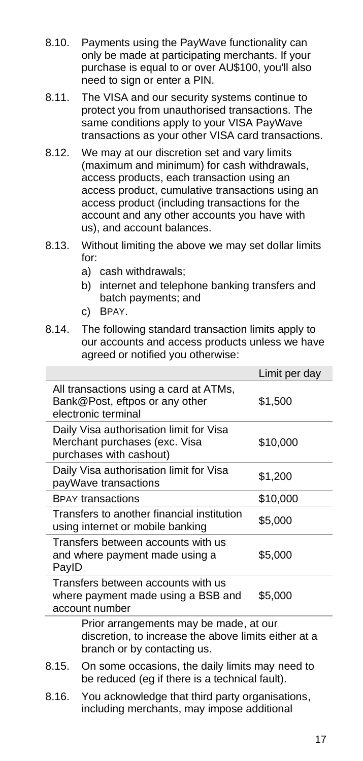8.10. Payments using the PayWave functionality can only be made at participating merchants. If your purchase is equal to or over AU$100, you'll also need to sign or enter a PIN.

8.11. The VISA and our security systems continue to protect you from unauthorised transactions. The same conditions apply to your VISA PayWave transactions as your other VISA card transactions.

8.12. We may at our discretion set and vary limits (maximum and minimum) for cash withdrawals, access products, each transaction using an access product, cumulative transactions using an access product (including transactions for the account and any other accounts you have with us), and account balances.

8.13. Without limiting the above we may set dollar limits for:

a) cash withdrawals;
b) internet and telephone banking transfers and batch payments; and
c) BPAY.

8.14. The following standard transaction limits apply to our accounts and access products unless we have agreed or notified you otherwise:

| | Limit per day |
|---|---|
| All transactions using a card at ATMs, Bank@Post, eftpos or any other electronic terminal | $1,500 |
| Daily Visa authorisation limit for Visa Merchant purchases (exc. Visa purchases with cashout) | $10,000 |
| Daily Visa authorisation limit for Visa payWave transactions | $1,200 |
| BPAY transactions | $10,000 |
| Transfers to another financial institution using internet or mobile banking | $5,000 |
| Transfers between accounts with us and where payment made using a PayID | $5,000 |
| Transfers between accounts with us where payment made using a BSB and account number | $5,000 |

Prior arrangements may be made, at our discretion, to increase the above limits either at a branch or by contacting us.

8.15. On some occasions, the daily limits may need to be reduced (eg if there is a technical fault).

8.16. You acknowledge that third party organisations, including merchants, may impose additional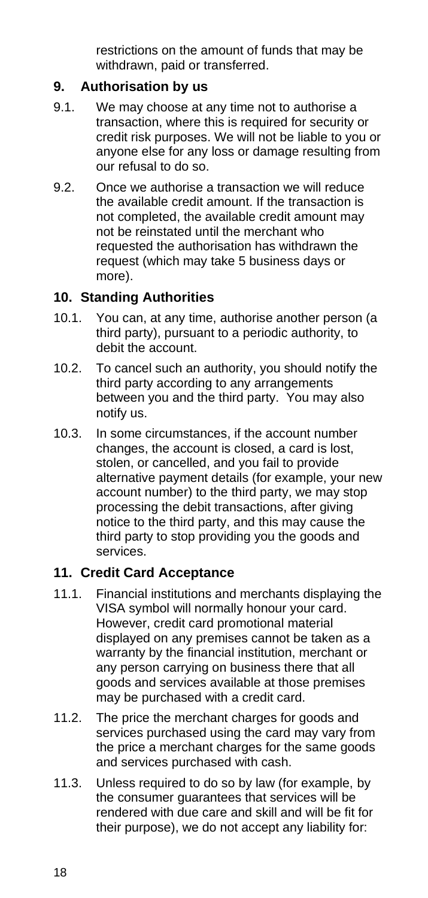restrictions on the amount of funds that may be withdrawn, paid or transferred.

## 9. Authorisation by us

9.1. We may choose at any time not to authorise a transaction, where this is required for security or credit risk purposes. We will not be liable to you or anyone else for any loss or damage resulting from our refusal to do so.

9.2. Once we authorise a transaction we will reduce the available credit amount. If the transaction is not completed, the available credit amount may not be reinstated until the merchant who requested the authorisation has withdrawn the request (which may take 5 business days or more).

## 10. Standing Authorities

10.1. You can, at any time, authorise another person (a third party), pursuant to a periodic authority, to debit the account.

10.2. To cancel such an authority, you should notify the third party according to any arrangements between you and the third party. You may also notify us.

10.3. In some circumstances, if the account number changes, the account is closed, a card is lost, stolen, or cancelled, and you fail to provide alternative payment details (for example, your new account number) to the third party, we may stop processing the debit transactions, after giving notice to the third party, and this may cause the third party to stop providing you the goods and services.

## 11. Credit Card Acceptance

11.1. Financial institutions and merchants displaying the VISA symbol will normally honour your card. However, credit card promotional material displayed on any premises cannot be taken as a warranty by the financial institution, merchant or any person carrying on business there that all goods and services available at those premises may be purchased with a credit card.

11.2. The price the merchant charges for goods and services purchased using the card may vary from the price a merchant charges for the same goods and services purchased with cash.

11.3. Unless required to do so by law (for example, by the consumer guarantees that services will be rendered with due care and skill and will be fit for their purpose), we do not accept any liability for: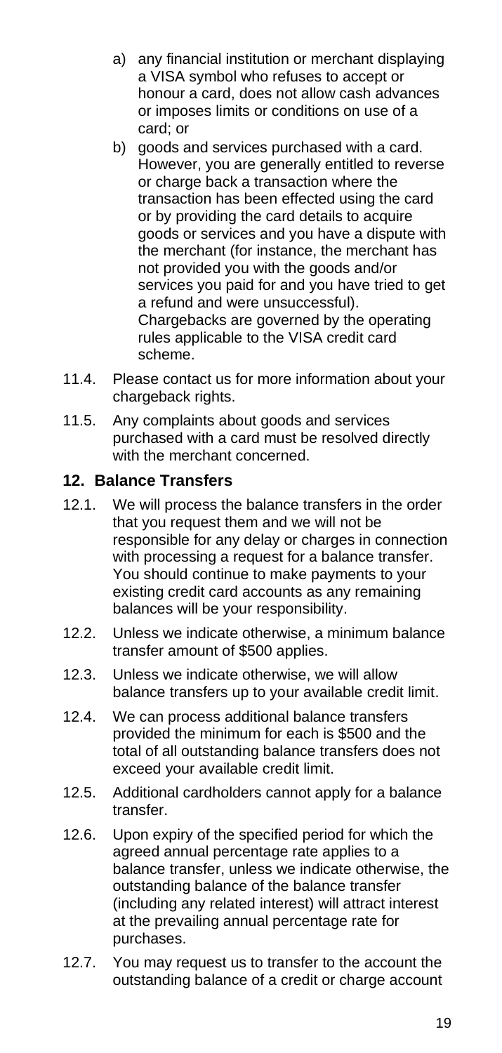a) any financial institution or merchant displaying a VISA symbol who refuses to accept or honour a card, does not allow cash advances or imposes limits or conditions on use of a card; or

b) goods and services purchased with a card. However, you are generally entitled to reverse or charge back a transaction where the transaction has been effected using the card or by providing the card details to acquire goods or services and you have a dispute with the merchant (for instance, the merchant has not provided you with the goods and/or services you paid for and you have tried to get a refund and were unsuccessful). Chargebacks are governed by the operating rules applicable to the VISA credit card scheme.

11.4. Please contact us for more information about your chargeback rights.

11.5. Any complaints about goods and services purchased with a card must be resolved directly with the merchant concerned.

## 12. Balance Transfers

12.1. We will process the balance transfers in the order that you request them and we will not be responsible for any delay or charges in connection with processing a request for a balance transfer. You should continue to make payments to your existing credit card accounts as any remaining balances will be your responsibility.

12.2. Unless we indicate otherwise, a minimum balance transfer amount of $500 applies.

12.3. Unless we indicate otherwise, we will allow balance transfers up to your available credit limit.

12.4. We can process additional balance transfers provided the minimum for each is $500 and the total of all outstanding balance transfers does not exceed your available credit limit.

12.5. Additional cardholders cannot apply for a balance transfer.

12.6. Upon expiry of the specified period for which the agreed annual percentage rate applies to a balance transfer, unless we indicate otherwise, the outstanding balance of the balance transfer (including any related interest) will attract interest at the prevailing annual percentage rate for purchases.

12.7. You may request us to transfer to the account the outstanding balance of a credit or charge account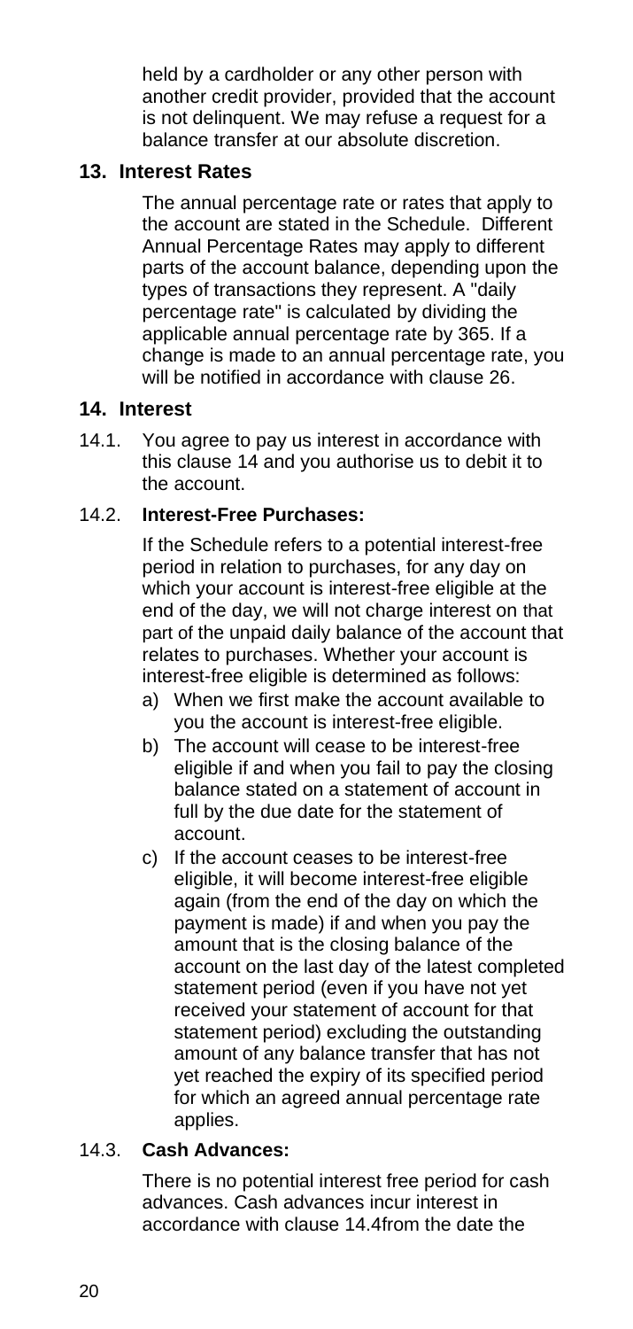held by a cardholder or any other person with another credit provider, provided that the account is not delinquent. We may refuse a request for a balance transfer at our absolute discretion.

## 13. Interest Rates

The annual percentage rate or rates that apply to the account are stated in the Schedule. Different Annual Percentage Rates may apply to different parts of the account balance, depending upon the types of transactions they represent. A "daily percentage rate" is calculated by dividing the applicable annual percentage rate by 365. If a change is made to an annual percentage rate, you will be notified in accordance with clause 26.

## 14. Interest

14.1. You agree to pay us interest in accordance with this clause 14 and you authorise us to debit it to the account.

14.2. **Interest-Free Purchases:**

If the Schedule refers to a potential interest-free period in relation to purchases, for any day on which your account is interest-free eligible at the end of the day, we will not charge interest on that part of the unpaid daily balance of the account that relates to purchases. Whether your account is interest-free eligible is determined as follows:

a) When we first make the account available to you the account is interest-free eligible.
b) The account will cease to be interest-free eligible if and when you fail to pay the closing balance stated on a statement of account in full by the due date for the statement of account.
c) If the account ceases to be interest-free eligible, it will become interest-free eligible again (from the end of the day on which the payment is made) if and when you pay the amount that is the closing balance of the account on the last day of the latest completed statement period (even if you have not yet received your statement of account for that statement period) excluding the outstanding amount of any balance transfer that has not yet reached the expiry of its specified period for which an agreed annual percentage rate applies.

14.3. **Cash Advances:**

There is no potential interest free period for cash advances. Cash advances incur interest in accordance with clause 14.4from the date the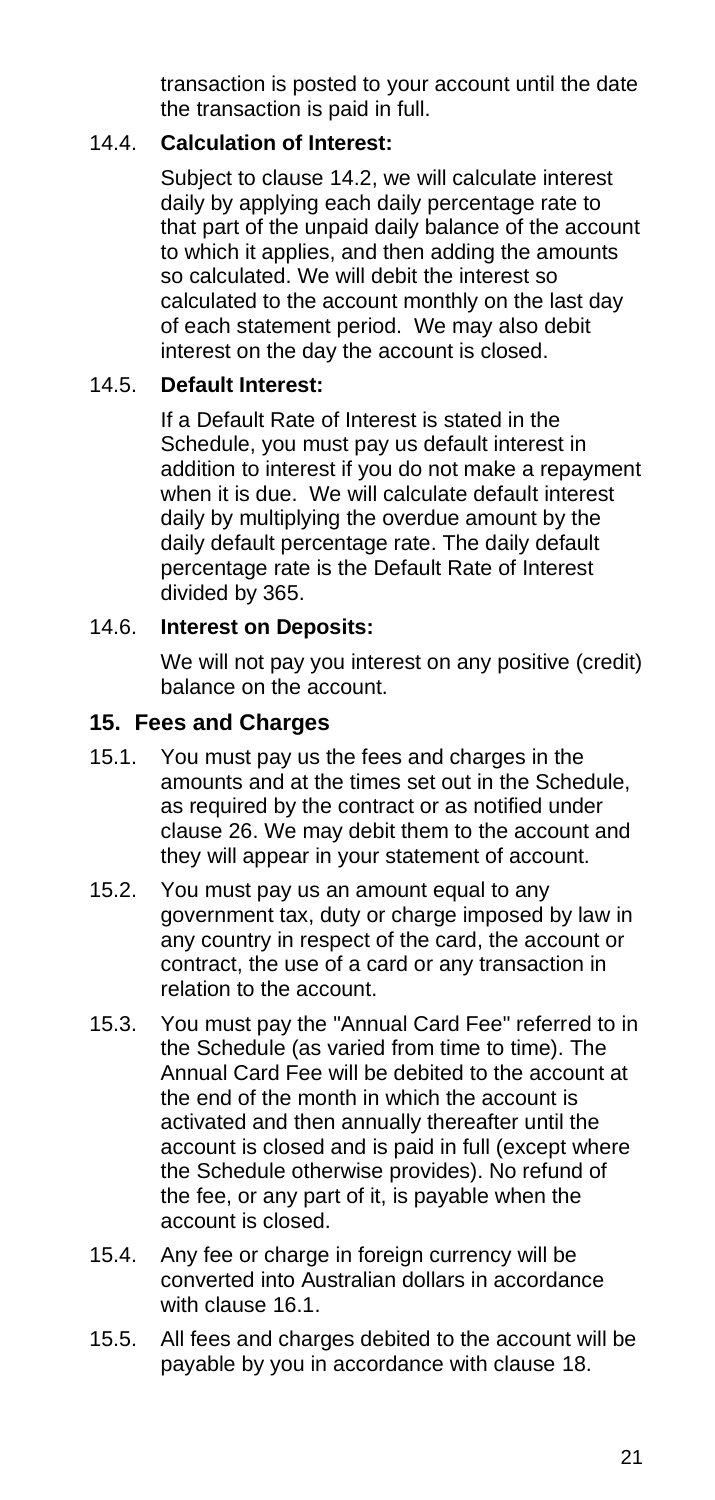transaction is posted to your account until the date the transaction is paid in full.

14.4. **Calculation of Interest:**

Subject to clause 14.2, we will calculate interest daily by applying each daily percentage rate to that part of the unpaid daily balance of the account to which it applies, and then adding the amounts so calculated. We will debit the interest so calculated to the account monthly on the last day of each statement period. We may also debit interest on the day the account is closed.

14.5. **Default Interest:**

If a Default Rate of Interest is stated in the Schedule, you must pay us default interest in addition to interest if you do not make a repayment when it is due. We will calculate default interest daily by multiplying the overdue amount by the daily default percentage rate. The daily default percentage rate is the Default Rate of Interest divided by 365.

14.6. **Interest on Deposits:**

We will not pay you interest on any positive (credit) balance on the account.

## 15. Fees and Charges

15.1. You must pay us the fees and charges in the amounts and at the times set out in the Schedule, as required by the contract or as notified under clause 26. We may debit them to the account and they will appear in your statement of account.

15.2. You must pay us an amount equal to any government tax, duty or charge imposed by law in any country in respect of the card, the account or contract, the use of a card or any transaction in relation to the account.

15.3. You must pay the "Annual Card Fee" referred to in the Schedule (as varied from time to time). The Annual Card Fee will be debited to the account at the end of the month in which the account is activated and then annually thereafter until the account is closed and is paid in full (except where the Schedule otherwise provides). No refund of the fee, or any part of it, is payable when the account is closed.

15.4. Any fee or charge in foreign currency will be converted into Australian dollars in accordance with clause 16.1.

15.5. All fees and charges debited to the account will be payable by you in accordance with clause 18.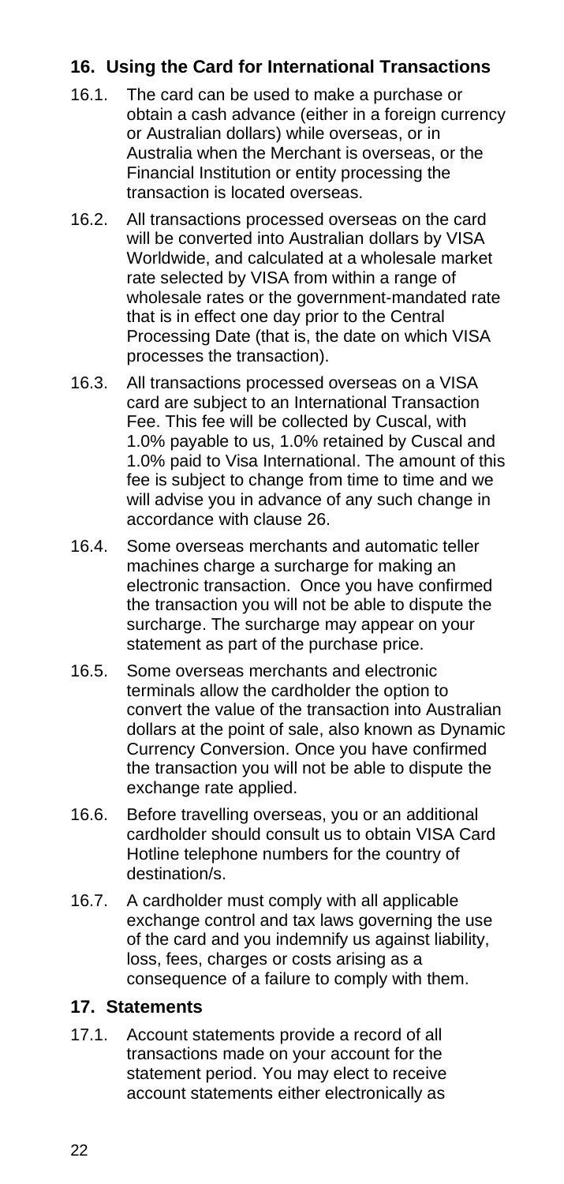## 16. Using the Card for International Transactions

16.1. The card can be used to make a purchase or obtain a cash advance (either in a foreign currency or Australian dollars) while overseas, or in Australia when the Merchant is overseas, or the Financial Institution or entity processing the transaction is located overseas.

16.2. All transactions processed overseas on the card will be converted into Australian dollars by VISA Worldwide, and calculated at a wholesale market rate selected by VISA from within a range of wholesale rates or the government-mandated rate that is in effect one day prior to the Central Processing Date (that is, the date on which VISA processes the transaction).

16.3. All transactions processed overseas on a VISA card are subject to an International Transaction Fee. This fee will be collected by Cuscal, with 1.0% payable to us, 1.0% retained by Cuscal and 1.0% paid to Visa International. The amount of this fee is subject to change from time to time and we will advise you in advance of any such change in accordance with clause 26.

16.4. Some overseas merchants and automatic teller machines charge a surcharge for making an electronic transaction. Once you have confirmed the transaction you will not be able to dispute the surcharge. The surcharge may appear on your statement as part of the purchase price.

16.5. Some overseas merchants and electronic terminals allow the cardholder the option to convert the value of the transaction into Australian dollars at the point of sale, also known as Dynamic Currency Conversion. Once you have confirmed the transaction you will not be able to dispute the exchange rate applied.

16.6. Before travelling overseas, you or an additional cardholder should consult us to obtain VISA Card Hotline telephone numbers for the country of destination/s.

16.7. A cardholder must comply with all applicable exchange control and tax laws governing the use of the card and you indemnify us against liability, loss, fees, charges or costs arising as a consequence of a failure to comply with them.

## 17. Statements

17.1. Account statements provide a record of all transactions made on your account for the statement period. You may elect to receive account statements either electronically as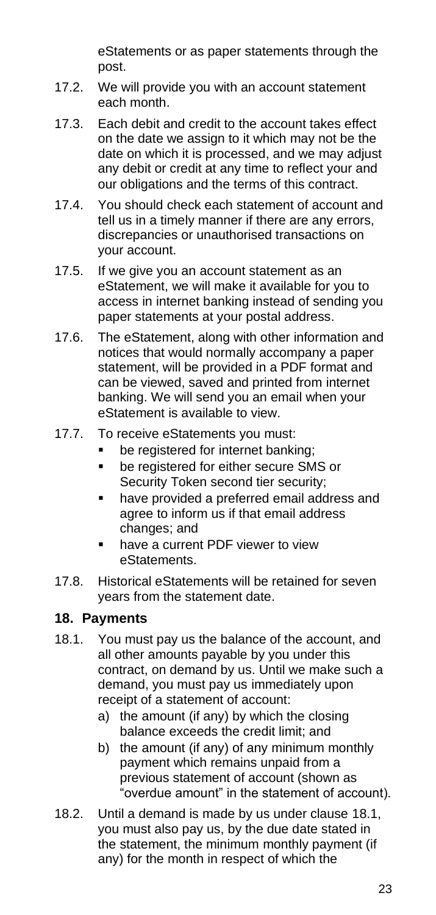eStatements or as paper statements through the post.

17.2. We will provide you with an account statement each month.

17.3. Each debit and credit to the account takes effect on the date we assign to it which may not be the date on which it is processed, and we may adjust any debit or credit at any time to reflect your and our obligations and the terms of this contract.

17.4. You should check each statement of account and tell us in a timely manner if there are any errors, discrepancies or unauthorised transactions on your account.

17.5. If we give you an account statement as an eStatement, we will make it available for you to access in internet banking instead of sending you paper statements at your postal address.

17.6. The eStatement, along with other information and notices that would normally accompany a paper statement, will be provided in a PDF format and can be viewed, saved and printed from internet banking. We will send you an email when your eStatement is available to view.

17.7. To receive eStatements you must:

- be registered for internet banking;
- be registered for either secure SMS or Security Token second tier security;
- have provided a preferred email address and agree to inform us if that email address changes; and
- have a current PDF viewer to view eStatements.

17.8. Historical eStatements will be retained for seven years from the statement date.

## 18. Payments

18.1. You must pay us the balance of the account, and all other amounts payable by you under this contract, on demand by us. Until we make such a demand, you must pay us immediately upon receipt of a statement of account:

a) the amount (if any) by which the closing balance exceeds the credit limit; and

b) the amount (if any) of any minimum monthly payment which remains unpaid from a previous statement of account (shown as "overdue amount" in the statement of account).

18.2. Until a demand is made by us under clause 18.1, you must also pay us, by the due date stated in the statement, the minimum monthly payment (if any) for the month in respect of which the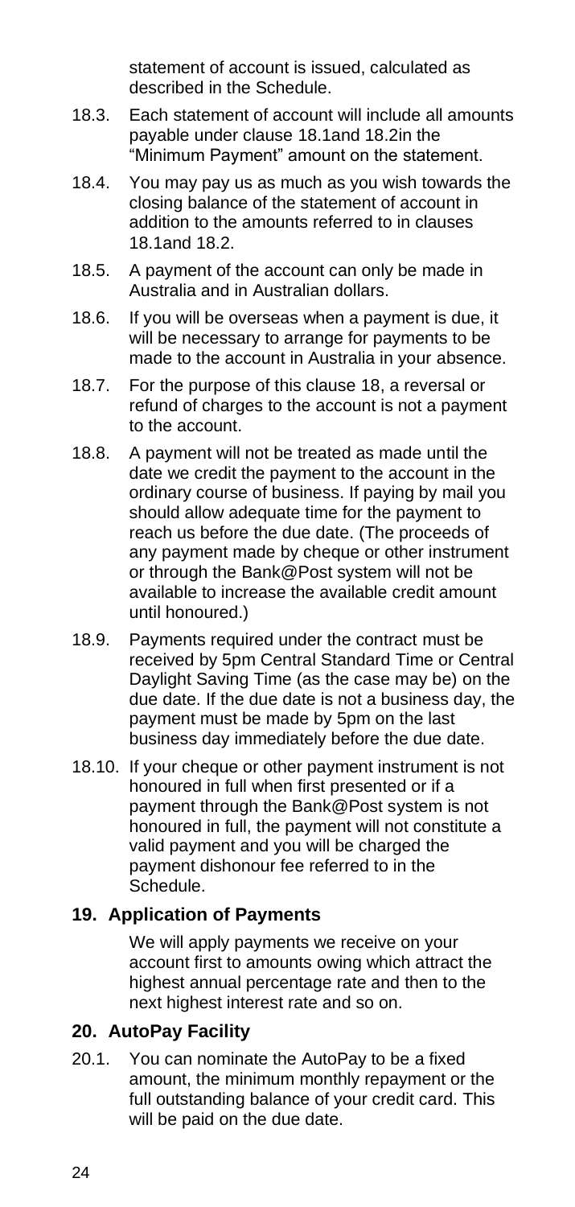statement of account is issued, calculated as described in the Schedule.

18.3. Each statement of account will include all amounts payable under clause 18.1and 18.2in the "Minimum Payment" amount on the statement.

18.4. You may pay us as much as you wish towards the closing balance of the statement of account in addition to the amounts referred to in clauses 18.1and 18.2.

18.5. A payment of the account can only be made in Australia and in Australian dollars.

18.6. If you will be overseas when a payment is due, it will be necessary to arrange for payments to be made to the account in Australia in your absence.

18.7. For the purpose of this clause 18, a reversal or refund of charges to the account is not a payment to the account.

18.8. A payment will not be treated as made until the date we credit the payment to the account in the ordinary course of business. If paying by mail you should allow adequate time for the payment to reach us before the due date. (The proceeds of any payment made by cheque or other instrument or through the Bank@Post system will not be available to increase the available credit amount until honoured.)

18.9. Payments required under the contract must be received by 5pm Central Standard Time or Central Daylight Saving Time (as the case may be) on the due date. If the due date is not a business day, the payment must be made by 5pm on the last business day immediately before the due date.

18.10. If your cheque or other payment instrument is not honoured in full when first presented or if a payment through the Bank@Post system is not honoured in full, the payment will not constitute a valid payment and you will be charged the payment dishonour fee referred to in the Schedule.

## 19. Application of Payments

We will apply payments we receive on your account first to amounts owing which attract the highest annual percentage rate and then to the next highest interest rate and so on.

## 20. AutoPay Facility

20.1. You can nominate the AutoPay to be a fixed amount, the minimum monthly repayment or the full outstanding balance of your credit card. This will be paid on the due date.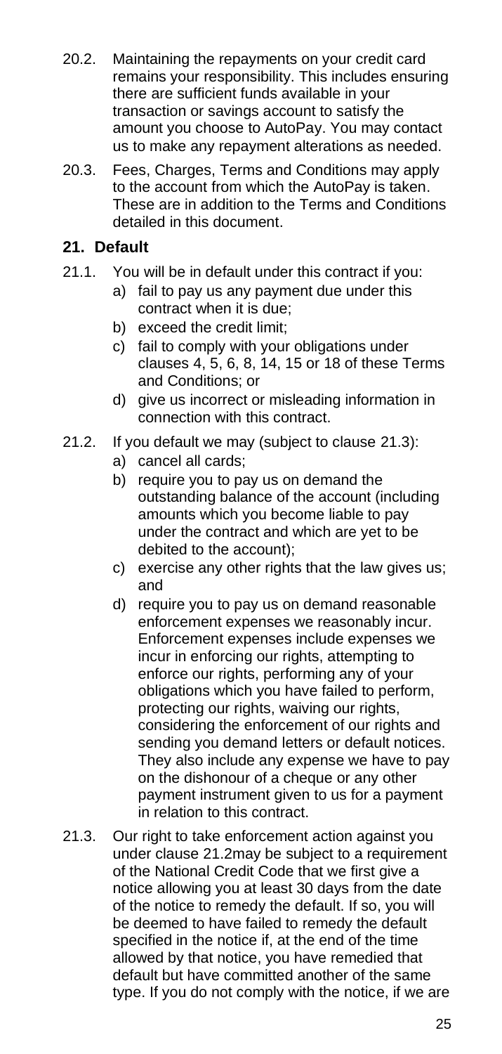20.2. Maintaining the repayments on your credit card remains your responsibility. This includes ensuring there are sufficient funds available in your transaction or savings account to satisfy the amount you choose to AutoPay. You may contact us to make any repayment alterations as needed.

20.3. Fees, Charges, Terms and Conditions may apply to the account from which the AutoPay is taken. These are in addition to the Terms and Conditions detailed in this document.

## 21. Default

21.1. You will be in default under this contract if you:

a) fail to pay us any payment due under this contract when it is due;

b) exceed the credit limit;

c) fail to comply with your obligations under clauses 4, 5, 6, 8, 14, 15 or 18 of these Terms and Conditions; or

d) give us incorrect or misleading information in connection with this contract.

21.2. If you default we may (subject to clause 21.3):

a) cancel all cards;

b) require you to pay us on demand the outstanding balance of the account (including amounts which you become liable to pay under the contract and which are yet to be debited to the account);

c) exercise any other rights that the law gives us; and

d) require you to pay us on demand reasonable enforcement expenses we reasonably incur. Enforcement expenses include expenses we incur in enforcing our rights, attempting to enforce our rights, performing any of your obligations which you have failed to perform, protecting our rights, waiving our rights, considering the enforcement of our rights and sending you demand letters or default notices. They also include any expense we have to pay on the dishonour of a cheque or any other payment instrument given to us for a payment in relation to this contract.

21.3. Our right to take enforcement action against you under clause 21.2may be subject to a requirement of the National Credit Code that we first give a notice allowing you at least 30 days from the date of the notice to remedy the default. If so, you will be deemed to have failed to remedy the default specified in the notice if, at the end of the time allowed by that notice, you have remedied that default but have committed another of the same type. If you do not comply with the notice, if we are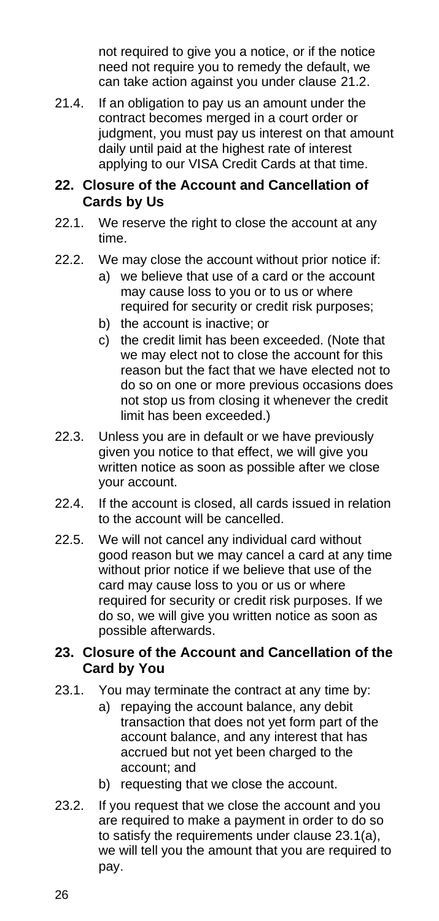not required to give you a notice, or if the notice need not require you to remedy the default, we can take action against you under clause 21.2.

21.4. If an obligation to pay us an amount under the contract becomes merged in a court order or judgment, you must pay us interest on that amount daily until paid at the highest rate of interest applying to our VISA Credit Cards at that time.

## 22. Closure of the Account and Cancellation of Cards by Us

22.1. We reserve the right to close the account at any time.

22.2. We may close the account without prior notice if:

a) we believe that use of a card or the account may cause loss to you or to us or where required for security or credit risk purposes;

b) the account is inactive; or

c) the credit limit has been exceeded. (Note that we may elect not to close the account for this reason but the fact that we have elected not to do so on one or more previous occasions does not stop us from closing it whenever the credit limit has been exceeded.)

22.3. Unless you are in default or we have previously given you notice to that effect, we will give you written notice as soon as possible after we close your account.

22.4. If the account is closed, all cards issued in relation to the account will be cancelled.

22.5. We will not cancel any individual card without good reason but we may cancel a card at any time without prior notice if we believe that use of the card may cause loss to you or us or where required for security or credit risk purposes. If we do so, we will give you written notice as soon as possible afterwards.

## 23. Closure of the Account and Cancellation of the Card by You

23.1. You may terminate the contract at any time by:

a) repaying the account balance, any debit transaction that does not yet form part of the account balance, and any interest that has accrued but not yet been charged to the account; and

b) requesting that we close the account.

23.2. If you request that we close the account and you are required to make a payment in order to do so to satisfy the requirements under clause 23.1(a), we will tell you the amount that you are required to pay.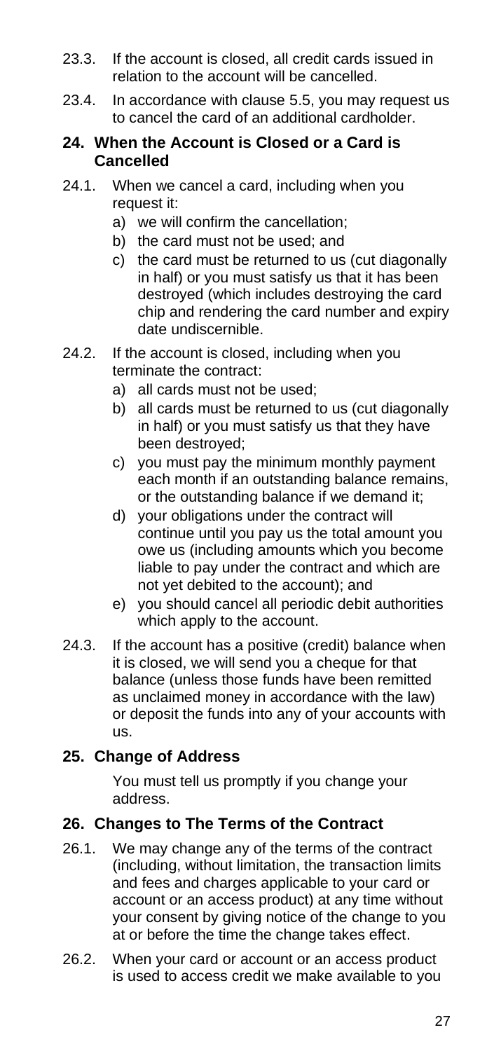23.3. If the account is closed, all credit cards issued in relation to the account will be cancelled.

23.4. In accordance with clause 5.5, you may request us to cancel the card of an additional cardholder.

## 24. When the Account is Closed or a Card is Cancelled

24.1. When we cancel a card, including when you request it:

a) we will confirm the cancellation;

b) the card must not be used; and

c) the card must be returned to us (cut diagonally in half) or you must satisfy us that it has been destroyed (which includes destroying the card chip and rendering the card number and expiry date undiscernible.

24.2. If the account is closed, including when you terminate the contract:

a) all cards must not be used;

b) all cards must be returned to us (cut diagonally in half) or you must satisfy us that they have been destroyed;

c) you must pay the minimum monthly payment each month if an outstanding balance remains, or the outstanding balance if we demand it;

d) your obligations under the contract will continue until you pay us the total amount you owe us (including amounts which you become liable to pay under the contract and which are not yet debited to the account); and

e) you should cancel all periodic debit authorities which apply to the account.

24.3. If the account has a positive (credit) balance when it is closed, we will send you a cheque for that balance (unless those funds have been remitted as unclaimed money in accordance with the law) or deposit the funds into any of your accounts with us.

## 25. Change of Address

You must tell us promptly if you change your address.

## 26. Changes to The Terms of the Contract

26.1. We may change any of the terms of the contract (including, without limitation, the transaction limits and fees and charges applicable to your card or account or an access product) at any time without your consent by giving notice of the change to you at or before the time the change takes effect.

26.2. When your card or account or an access product is used to access credit we make available to you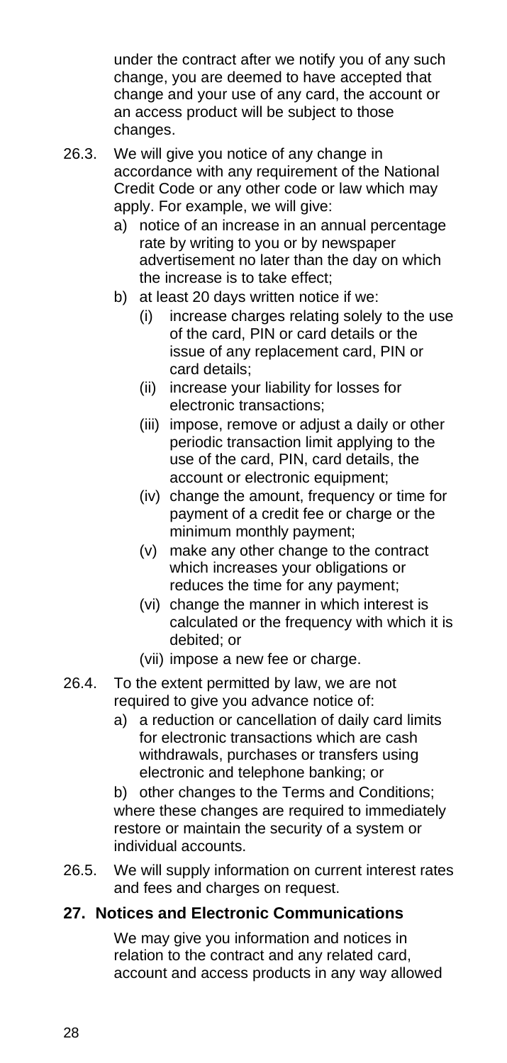under the contract after we notify you of any such change, you are deemed to have accepted that change and your use of any card, the account or an access product will be subject to those changes.

26.3. We will give you notice of any change in accordance with any requirement of the National Credit Code or any other code or law which may apply. For example, we will give:

a) notice of an increase in an annual percentage rate by writing to you or by newspaper advertisement no later than the day on which the increase is to take effect;

b) at least 20 days written notice if we:

(i) increase charges relating solely to the use of the card, PIN or card details or the issue of any replacement card, PIN or card details;

(ii) increase your liability for losses for electronic transactions;

(iii) impose, remove or adjust a daily or other periodic transaction limit applying to the use of the card, PIN, card details, the account or electronic equipment;

(iv) change the amount, frequency or time for payment of a credit fee or charge or the minimum monthly payment;

(v) make any other change to the contract which increases your obligations or reduces the time for any payment;

(vi) change the manner in which interest is calculated or the frequency with which it is debited; or

(vii) impose a new fee or charge.

26.4. To the extent permitted by law, we are not required to give you advance notice of:

a) a reduction or cancellation of daily card limits for electronic transactions which are cash withdrawals, purchases or transfers using electronic and telephone banking; or

b) other changes to the Terms and Conditions;

where these changes are required to immediately restore or maintain the security of a system or individual accounts.

26.5. We will supply information on current interest rates and fees and charges on request.

## 27. Notices and Electronic Communications

We may give you information and notices in relation to the contract and any related card, account and access products in any way allowed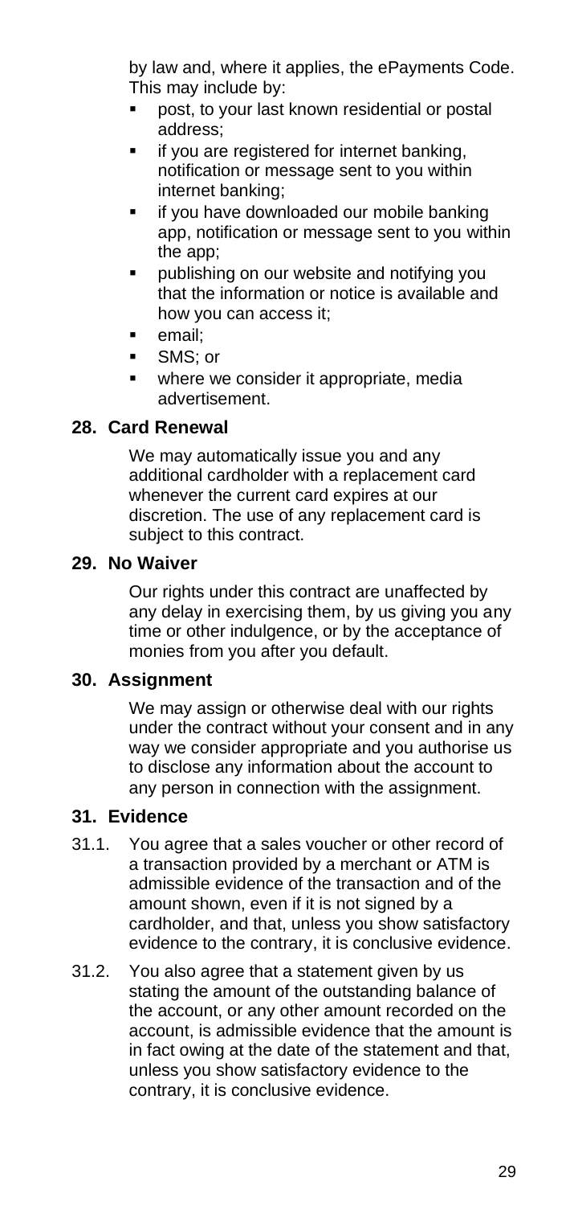by law and, where it applies, the ePayments Code. This may include by:

- post, to your last known residential or postal address;
- if you are registered for internet banking, notification or message sent to you within internet banking;
- if you have downloaded our mobile banking app, notification or message sent to you within the app;
- publishing on our website and notifying you that the information or notice is available and how you can access it;
- email;
- SMS; or
- where we consider it appropriate, media advertisement.

## 28. Card Renewal

We may automatically issue you and any additional cardholder with a replacement card whenever the current card expires at our discretion. The use of any replacement card is subject to this contract.

## 29. No Waiver

Our rights under this contract are unaffected by any delay in exercising them, by us giving you any time or other indulgence, or by the acceptance of monies from you after you default.

## 30. Assignment

We may assign or otherwise deal with our rights under the contract without your consent and in any way we consider appropriate and you authorise us to disclose any information about the account to any person in connection with the assignment.

## 31. Evidence

31.1. You agree that a sales voucher or other record of a transaction provided by a merchant or ATM is admissible evidence of the transaction and of the amount shown, even if it is not signed by a cardholder, and that, unless you show satisfactory evidence to the contrary, it is conclusive evidence.

31.2. You also agree that a statement given by us stating the amount of the outstanding balance of the account, or any other amount recorded on the account, is admissible evidence that the amount is in fact owing at the date of the statement and that, unless you show satisfactory evidence to the contrary, it is conclusive evidence.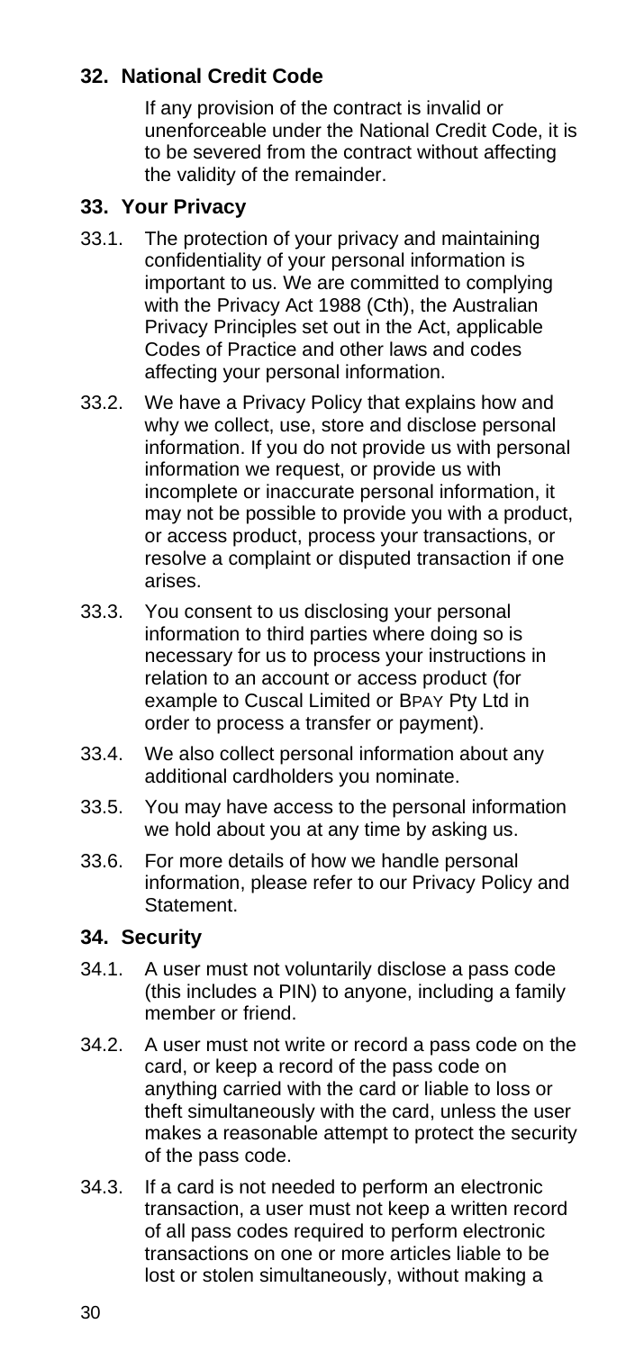## 32. National Credit Code

If any provision of the contract is invalid or unenforceable under the National Credit Code, it is to be severed from the contract without affecting the validity of the remainder.

## 33. Your Privacy

33.1. The protection of your privacy and maintaining confidentiality of your personal information is important to us. We are committed to complying with the Privacy Act 1988 (Cth), the Australian Privacy Principles set out in the Act, applicable Codes of Practice and other laws and codes affecting your personal information.

33.2. We have a Privacy Policy that explains how and why we collect, use, store and disclose personal information. If you do not provide us with personal information we request, or provide us with incomplete or inaccurate personal information, it may not be possible to provide you with a product, or access product, process your transactions, or resolve a complaint or disputed transaction if one arises.

33.3. You consent to us disclosing your personal information to third parties where doing so is necessary for us to process your instructions in relation to an account or access product (for example to Cuscal Limited or BPAY Pty Ltd in order to process a transfer or payment).

33.4. We also collect personal information about any additional cardholders you nominate.

33.5. You may have access to the personal information we hold about you at any time by asking us.

33.6. For more details of how we handle personal information, please refer to our Privacy Policy and Statement.

## 34. Security

34.1. A user must not voluntarily disclose a pass code (this includes a PIN) to anyone, including a family member or friend.

34.2. A user must not write or record a pass code on the card, or keep a record of the pass code on anything carried with the card or liable to loss or theft simultaneously with the card, unless the user makes a reasonable attempt to protect the security of the pass code.

34.3. If a card is not needed to perform an electronic transaction, a user must not keep a written record of all pass codes required to perform electronic transactions on one or more articles liable to be lost or stolen simultaneously, without making a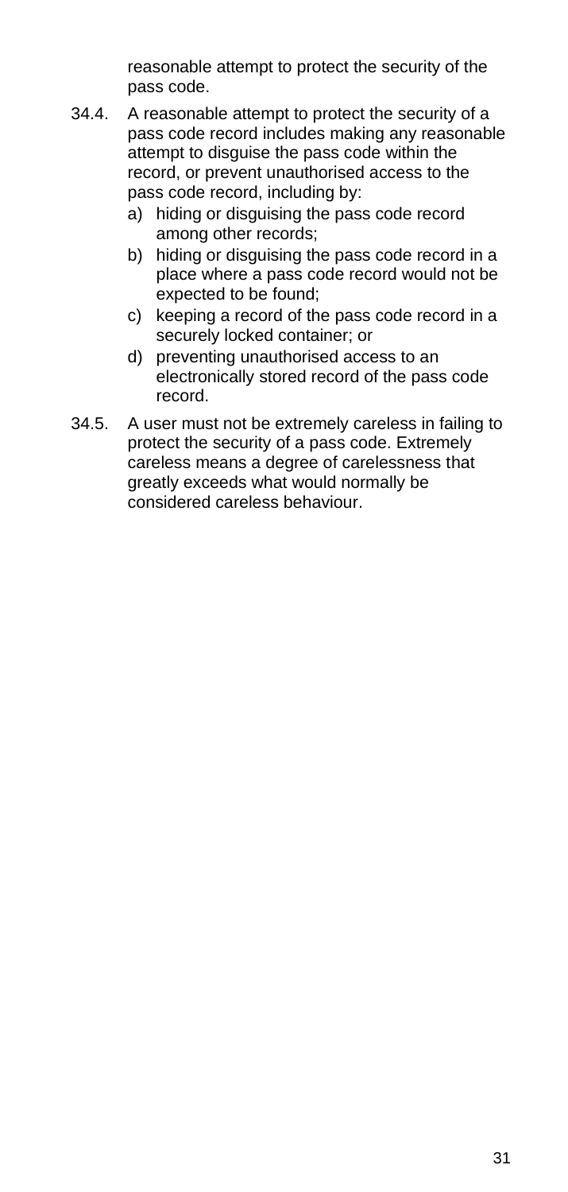reasonable attempt to protect the security of the pass code.

34.4. A reasonable attempt to protect the security of a pass code record includes making any reasonable attempt to disguise the pass code within the record, or prevent unauthorised access to the pass code record, including by:

a) hiding or disguising the pass code record among other records;
b) hiding or disguising the pass code record in a place where a pass code record would not be expected to be found;
c) keeping a record of the pass code record in a securely locked container; or
d) preventing unauthorised access to an electronically stored record of the pass code record.

34.5. A user must not be extremely careless in failing to protect the security of a pass code. Extremely careless means a degree of carelessness that greatly exceeds what would normally be considered careless behaviour.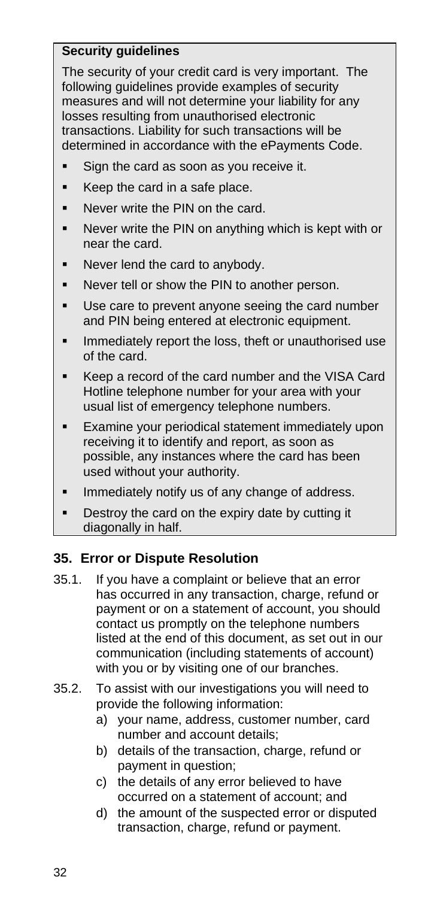**Security guidelines**

The security of your credit card is very important. The following guidelines provide examples of security measures and will not determine your liability for any losses resulting from unauthorised electronic transactions. Liability for such transactions will be determined in accordance with the ePayments Code.

- Sign the card as soon as you receive it.
- Keep the card in a safe place.
- Never write the PIN on the card.
- Never write the PIN on anything which is kept with or near the card.
- Never lend the card to anybody.
- Never tell or show the PIN to another person.
- Use care to prevent anyone seeing the card number and PIN being entered at electronic equipment.
- Immediately report the loss, theft or unauthorised use of the card.
- Keep a record of the card number and the VISA Card Hotline telephone number for your area with your usual list of emergency telephone numbers.
- Examine your periodical statement immediately upon receiving it to identify and report, as soon as possible, any instances where the card has been used without your authority.
- Immediately notify us of any change of address.
- Destroy the card on the expiry date by cutting it diagonally in half.

## 35. Error or Dispute Resolution

35.1. If you have a complaint or believe that an error has occurred in any transaction, charge, refund or payment or on a statement of account, you should contact us promptly on the telephone numbers listed at the end of this document, as set out in our communication (including statements of account) with you or by visiting one of our branches.

35.2. To assist with our investigations you will need to provide the following information:

a) your name, address, customer number, card number and account details;

b) details of the transaction, charge, refund or payment in question;

c) the details of any error believed to have occurred on a statement of account; and

d) the amount of the suspected error or disputed transaction, charge, refund or payment.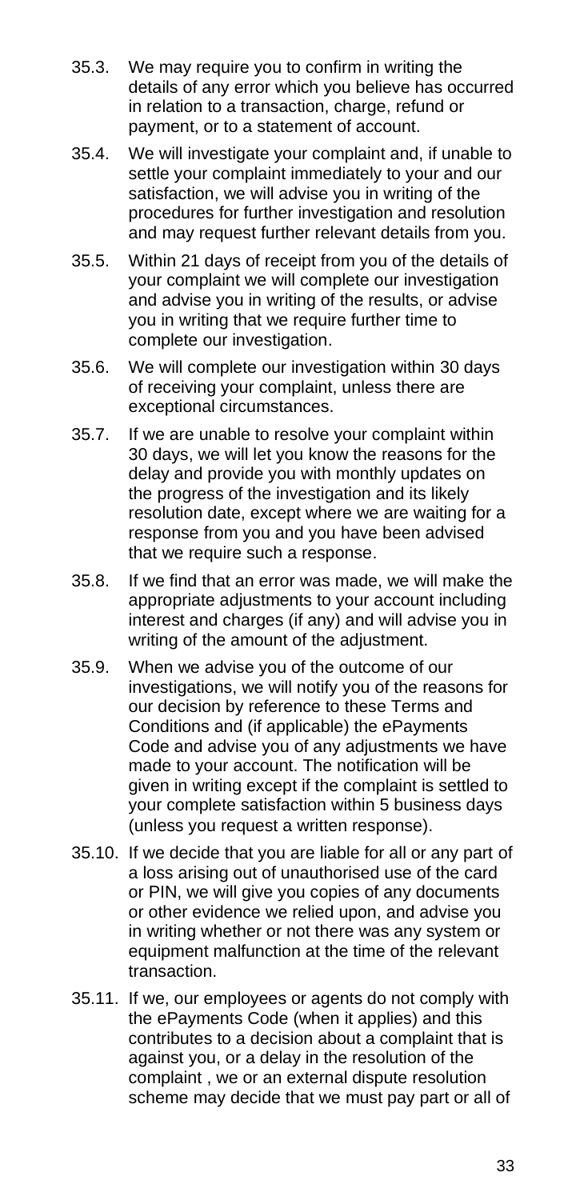35.3. We may require you to confirm in writing the details of any error which you believe has occurred in relation to a transaction, charge, refund or payment, or to a statement of account.

35.4. We will investigate your complaint and, if unable to settle your complaint immediately to your and our satisfaction, we will advise you in writing of the procedures for further investigation and resolution and may request further relevant details from you.

35.5. Within 21 days of receipt from you of the details of your complaint we will complete our investigation and advise you in writing of the results, or advise you in writing that we require further time to complete our investigation.

35.6. We will complete our investigation within 30 days of receiving your complaint, unless there are exceptional circumstances.

35.7. If we are unable to resolve your complaint within 30 days, we will let you know the reasons for the delay and provide you with monthly updates on the progress of the investigation and its likely resolution date, except where we are waiting for a response from you and you have been advised that we require such a response.

35.8. If we find that an error was made, we will make the appropriate adjustments to your account including interest and charges (if any) and will advise you in writing of the amount of the adjustment.

35.9. When we advise you of the outcome of our investigations, we will notify you of the reasons for our decision by reference to these Terms and Conditions and (if applicable) the ePayments Code and advise you of any adjustments we have made to your account. The notification will be given in writing except if the complaint is settled to your complete satisfaction within 5 business days (unless you request a written response).

35.10. If we decide that you are liable for all or any part of a loss arising out of unauthorised use of the card or PIN, we will give you copies of any documents or other evidence we relied upon, and advise you in writing whether or not there was any system or equipment malfunction at the time of the relevant transaction.

35.11. If we, our employees or agents do not comply with the ePayments Code (when it applies) and this contributes to a decision about a complaint that is against you, or a delay in the resolution of the complaint , we or an external dispute resolution scheme may decide that we must pay part or all of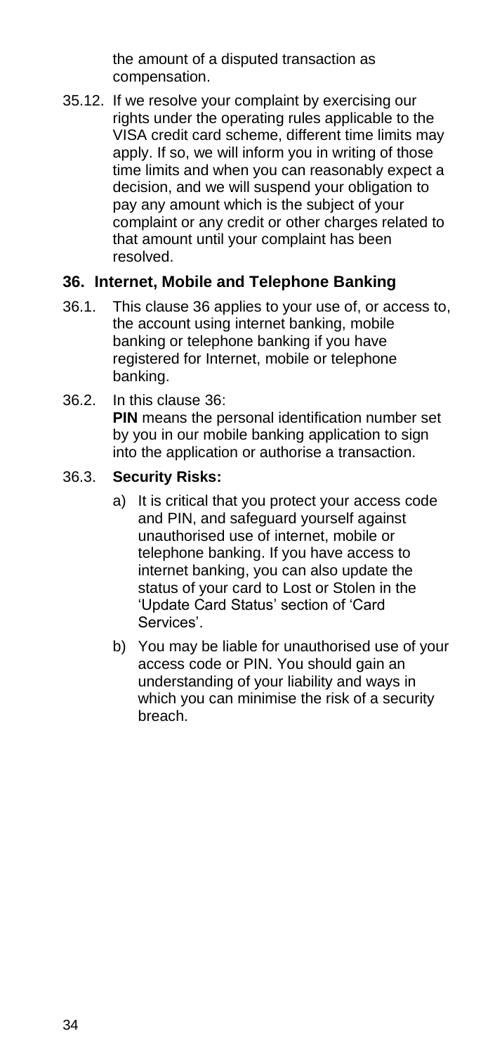the amount of a disputed transaction as compensation.

35.12. If we resolve your complaint by exercising our rights under the operating rules applicable to the VISA credit card scheme, different time limits may apply. If so, we will inform you in writing of those time limits and when you can reasonably expect a decision, and we will suspend your obligation to pay any amount which is the subject of your complaint or any credit or other charges related to that amount until your complaint has been resolved.

## 36. Internet, Mobile and Telephone Banking

36.1. This clause 36 applies to your use of, or access to, the account using internet banking, mobile banking or telephone banking if you have registered for Internet, mobile or telephone banking.

36.2. In this clause 36:
**PIN** means the personal identification number set by you in our mobile banking application to sign into the application or authorise a transaction.

36.3. **Security Risks:**

a) It is critical that you protect your access code and PIN, and safeguard yourself against unauthorised use of internet, mobile or telephone banking. If you have access to internet banking, you can also update the status of your card to Lost or Stolen in the 'Update Card Status' section of 'Card Services'.

b) You may be liable for unauthorised use of your access code or PIN. You should gain an understanding of your liability and ways in which you can minimise the risk of a security breach.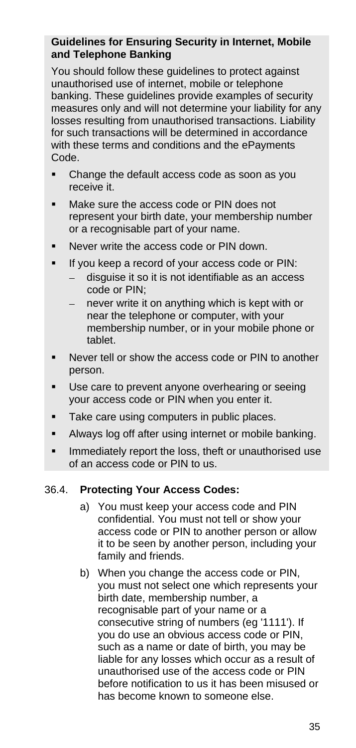**Guidelines for Ensuring Security in Internet, Mobile and Telephone Banking**

You should follow these guidelines to protect against unauthorised use of internet, mobile or telephone banking. These guidelines provide examples of security measures only and will not determine your liability for any losses resulting from unauthorised transactions. Liability for such transactions will be determined in accordance with these terms and conditions and the ePayments Code.

- Change the default access code as soon as you receive it.
- Make sure the access code or PIN does not represent your birth date, your membership number or a recognisable part of your name.
- Never write the access code or PIN down.
- If you keep a record of your access code or PIN:
  - disguise it so it is not identifiable as an access code or PIN;
  - never write it on anything which is kept with or near the telephone or computer, with your membership number, or in your mobile phone or tablet.
- Never tell or show the access code or PIN to another person.
- Use care to prevent anyone overhearing or seeing your access code or PIN when you enter it.
- Take care using computers in public places.
- Always log off after using internet or mobile banking.
- Immediately report the loss, theft or unauthorised use of an access code or PIN to us.

36.4. **Protecting Your Access Codes:**

a) You must keep your access code and PIN confidential. You must not tell or show your access code or PIN to another person or allow it to be seen by another person, including your family and friends.

b) When you change the access code or PIN, you must not select one which represents your birth date, membership number, a recognisable part of your name or a consecutive string of numbers (eg '1111'). If you do use an obvious access code or PIN, such as a name or date of birth, you may be liable for any losses which occur as a result of unauthorised use of the access code or PIN before notification to us it has been misused or has become known to someone else.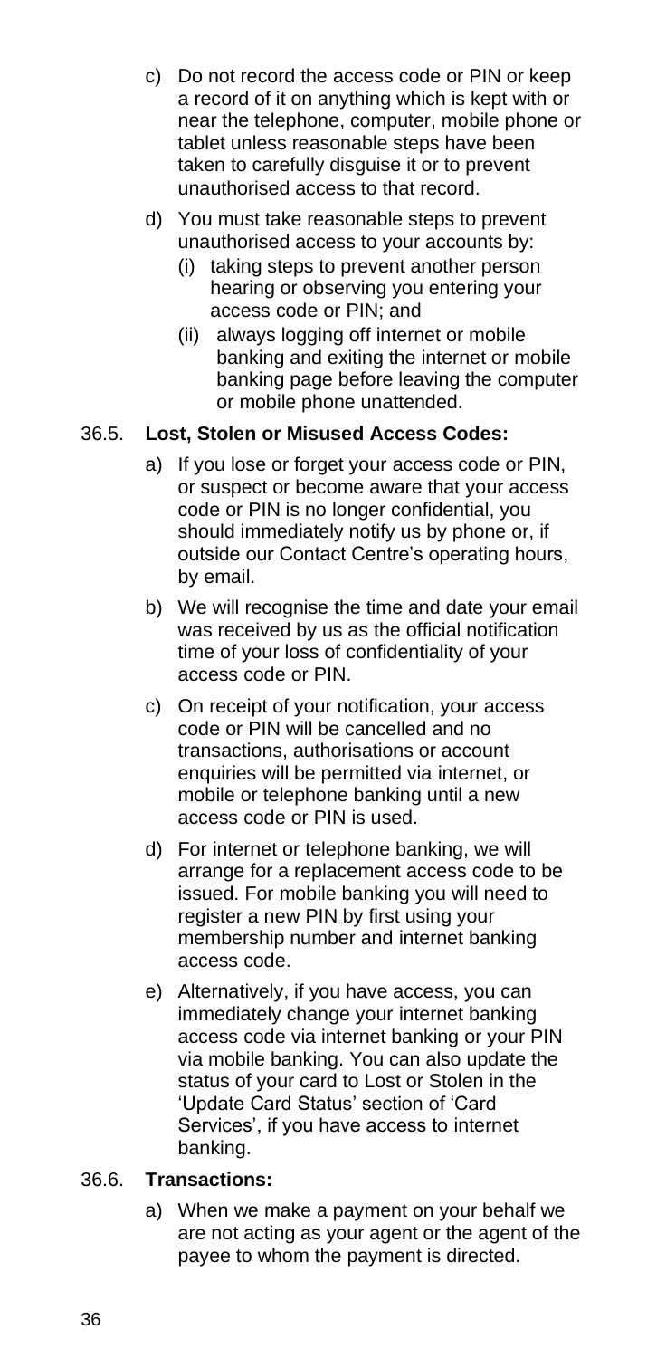c) Do not record the access code or PIN or keep a record of it on anything which is kept with or near the telephone, computer, mobile phone or tablet unless reasonable steps have been taken to carefully disguise it or to prevent unauthorised access to that record.

d) You must take reasonable steps to prevent unauthorised access to your accounts by:

   (i) taking steps to prevent another person hearing or observing you entering your access code or PIN; and

   (ii) always logging off internet or mobile banking and exiting the internet or mobile banking page before leaving the computer or mobile phone unattended.

36.5. **Lost, Stolen or Misused Access Codes:**

a) If you lose or forget your access code or PIN, or suspect or become aware that your access code or PIN is no longer confidential, you should immediately notify us by phone or, if outside our Contact Centre's operating hours, by email.

b) We will recognise the time and date your email was received by us as the official notification time of your loss of confidentiality of your access code or PIN.

c) On receipt of your notification, your access code or PIN will be cancelled and no transactions, authorisations or account enquiries will be permitted via internet, or mobile or telephone banking until a new access code or PIN is used.

d) For internet or telephone banking, we will arrange for a replacement access code to be issued. For mobile banking you will need to register a new PIN by first using your membership number and internet banking access code.

e) Alternatively, if you have access, you can immediately change your internet banking access code via internet banking or your PIN via mobile banking. You can also update the status of your card to Lost or Stolen in the 'Update Card Status' section of 'Card Services', if you have access to internet banking.

36.6. **Transactions:**

a) When we make a payment on your behalf we are not acting as your agent or the agent of the payee to whom the payment is directed.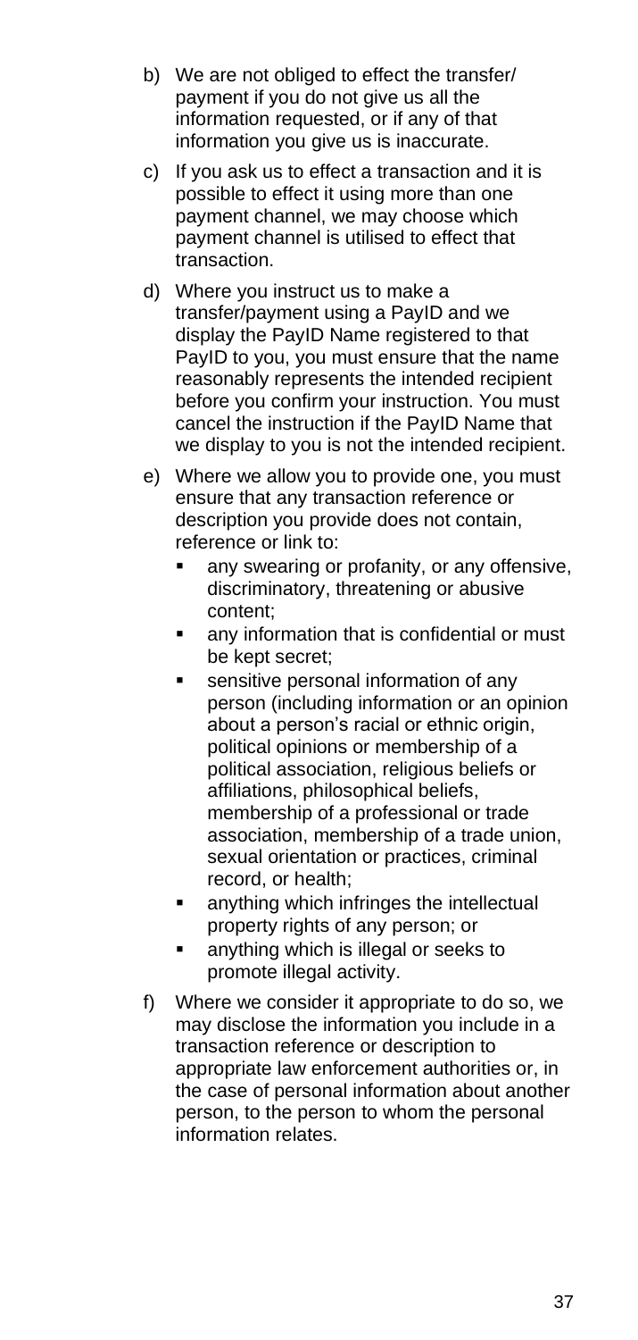b) We are not obliged to effect the transfer/ payment if you do not give us all the information requested, or if any of that information you give us is inaccurate.

c) If you ask us to effect a transaction and it is possible to effect it using more than one payment channel, we may choose which payment channel is utilised to effect that transaction.

d) Where you instruct us to make a transfer/payment using a PayID and we display the PayID Name registered to that PayID to you, you must ensure that the name reasonably represents the intended recipient before you confirm your instruction. You must cancel the instruction if the PayID Name that we display to you is not the intended recipient.

e) Where we allow you to provide one, you must ensure that any transaction reference or description you provide does not contain, reference or link to:

- any swearing or profanity, or any offensive, discriminatory, threatening or abusive content;
- any information that is confidential or must be kept secret;
- sensitive personal information of any person (including information or an opinion about a person's racial or ethnic origin, political opinions or membership of a political association, religious beliefs or affiliations, philosophical beliefs, membership of a professional or trade association, membership of a trade union, sexual orientation or practices, criminal record, or health;
- anything which infringes the intellectual property rights of any person; or
- anything which is illegal or seeks to promote illegal activity.

f) Where we consider it appropriate to do so, we may disclose the information you include in a transaction reference or description to appropriate law enforcement authorities or, in the case of personal information about another person, to the person to whom the personal information relates.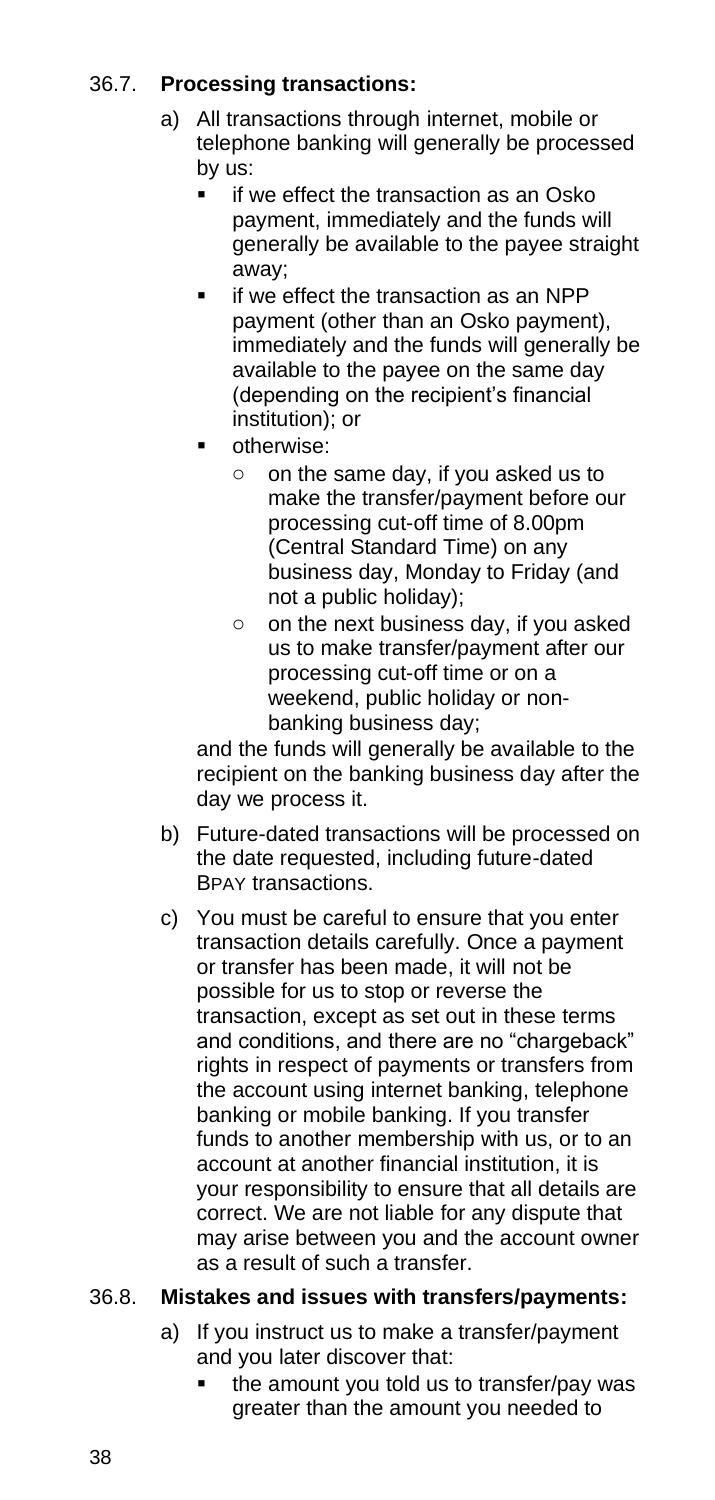36.7. **Processing transactions:**

a) All transactions through internet, mobile or telephone banking will generally be processed by us:

- if we effect the transaction as an Osko payment, immediately and the funds will generally be available to the payee straight away;
- if we effect the transaction as an NPP payment (other than an Osko payment), immediately and the funds will generally be available to the payee on the same day (depending on the recipient's financial institution); or
- otherwise:
  - on the same day, if you asked us to make the transfer/payment before our processing cut-off time of 8.00pm (Central Standard Time) on any business day, Monday to Friday (and not a public holiday);
  - on the next business day, if you asked us to make transfer/payment after our processing cut-off time or on a weekend, public holiday or non-banking business day;

  and the funds will generally be available to the recipient on the banking business day after the day we process it.

b) Future-dated transactions will be processed on the date requested, including future-dated BPAY transactions.

c) You must be careful to ensure that you enter transaction details carefully. Once a payment or transfer has been made, it will not be possible for us to stop or reverse the transaction, except as set out in these terms and conditions, and there are no "chargeback" rights in respect of payments or transfers from the account using internet banking, telephone banking or mobile banking. If you transfer funds to another membership with us, or to an account at another financial institution, it is your responsibility to ensure that all details are correct. We are not liable for any dispute that may arise between you and the account owner as a result of such a transfer.

36.8. **Mistakes and issues with transfers/payments:**

a) If you instruct us to make a transfer/payment and you later discover that:

- the amount you told us to transfer/pay was greater than the amount you needed to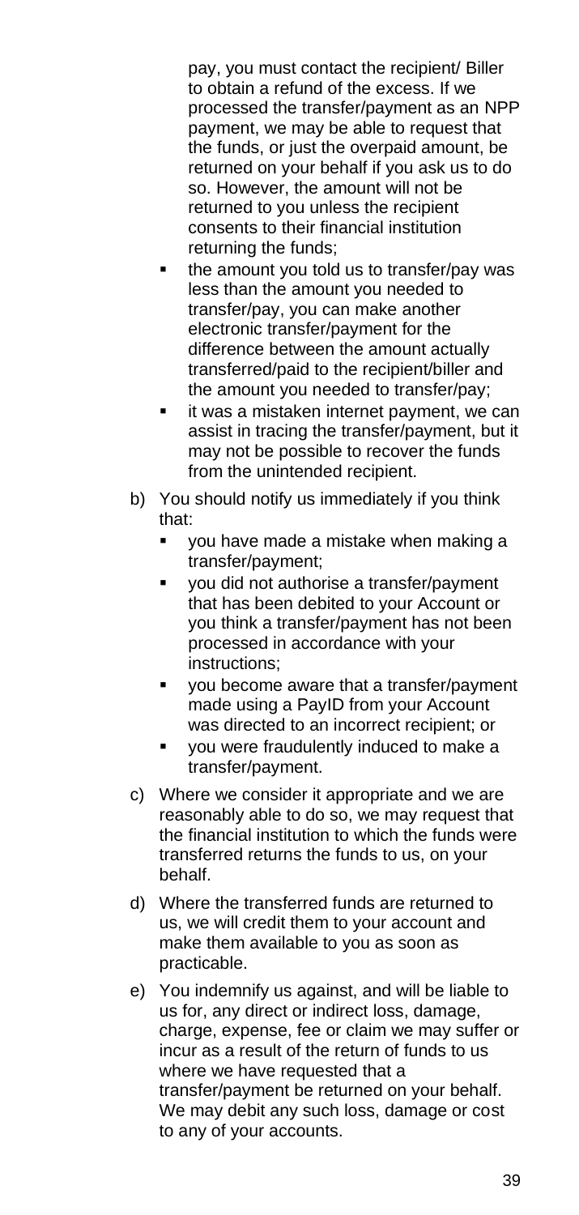pay, you must contact the recipient/ Biller to obtain a refund of the excess. If we processed the transfer/payment as an NPP payment, we may be able to request that the funds, or just the overpaid amount, be returned on your behalf if you ask us to do so. However, the amount will not be returned to you unless the recipient consents to their financial institution returning the funds;

- the amount you told us to transfer/pay was less than the amount you needed to transfer/pay, you can make another electronic transfer/payment for the difference between the amount actually transferred/paid to the recipient/biller and the amount you needed to transfer/pay;
- it was a mistaken internet payment, we can assist in tracing the transfer/payment, but it may not be possible to recover the funds from the unintended recipient.

b) You should notify us immediately if you think that:

- you have made a mistake when making a transfer/payment;
- you did not authorise a transfer/payment that has been debited to your Account or you think a transfer/payment has not been processed in accordance with your instructions;
- you become aware that a transfer/payment made using a PayID from your Account was directed to an incorrect recipient; or
- you were fraudulently induced to make a transfer/payment.

c) Where we consider it appropriate and we are reasonably able to do so, we may request that the financial institution to which the funds were transferred returns the funds to us, on your behalf.

d) Where the transferred funds are returned to us, we will credit them to your account and make them available to you as soon as practicable.

e) You indemnify us against, and will be liable to us for, any direct or indirect loss, damage, charge, expense, fee or claim we may suffer or incur as a result of the return of funds to us where we have requested that a transfer/payment be returned on your behalf. We may debit any such loss, damage or cost to any of your accounts.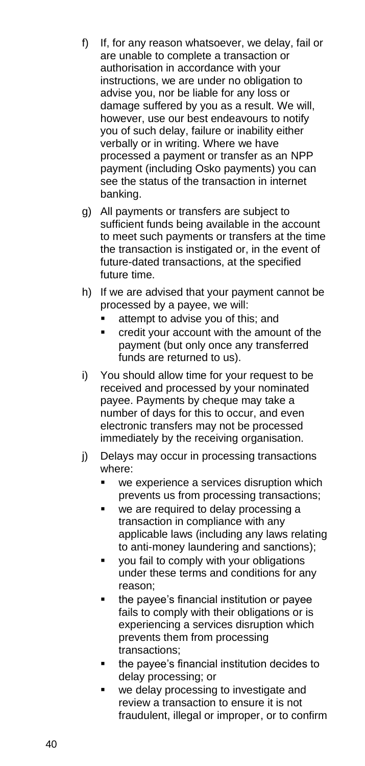f) If, for any reason whatsoever, we delay, fail or are unable to complete a transaction or authorisation in accordance with your instructions, we are under no obligation to advise you, nor be liable for any loss or damage suffered by you as a result. We will, however, use our best endeavours to notify you of such delay, failure or inability either verbally or in writing. Where we have processed a payment or transfer as an NPP payment (including Osko payments) you can see the status of the transaction in internet banking.

g) All payments or transfers are subject to sufficient funds being available in the account to meet such payments or transfers at the time the transaction is instigated or, in the event of future-dated transactions, at the specified future time.

h) If we are advised that your payment cannot be processed by a payee, we will:
   - attempt to advise you of this; and
   - credit your account with the amount of the payment (but only once any transferred funds are returned to us).

i) You should allow time for your request to be received and processed by your nominated payee. Payments by cheque may take a number of days for this to occur, and even electronic transfers may not be processed immediately by the receiving organisation.

j) Delays may occur in processing transactions where:
   - we experience a services disruption which prevents us from processing transactions;
   - we are required to delay processing a transaction in compliance with any applicable laws (including any laws relating to anti-money laundering and sanctions);
   - you fail to comply with your obligations under these terms and conditions for any reason;
   - the payee's financial institution or payee fails to comply with their obligations or is experiencing a services disruption which prevents them from processing transactions;
   - the payee's financial institution decides to delay processing; or
   - we delay processing to investigate and review a transaction to ensure it is not fraudulent, illegal or improper, or to confirm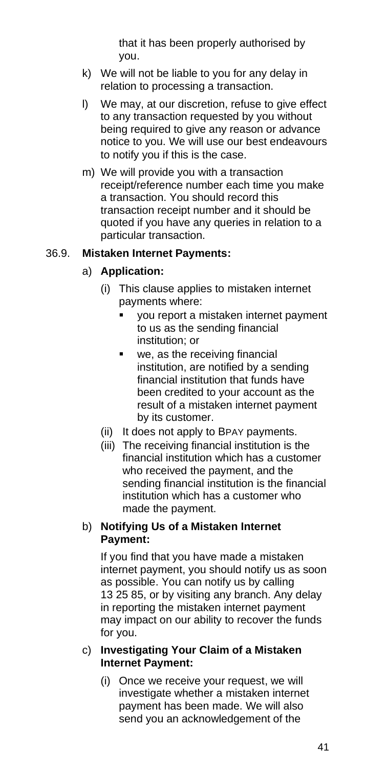that it has been properly authorised by you.

k) We will not be liable to you for any delay in relation to processing a transaction.

l) We may, at our discretion, refuse to give effect to any transaction requested by you without being required to give any reason or advance notice to you. We will use our best endeavours to notify you if this is the case.

m) We will provide you with a transaction receipt/reference number each time you make a transaction. You should record this transaction receipt number and it should be quoted if you have any queries in relation to a particular transaction.

36.9. **Mistaken Internet Payments:**

a) **Application:**

(i) This clause applies to mistaken internet payments where:

- you report a mistaken internet payment to us as the sending financial institution; or
- we, as the receiving financial institution, are notified by a sending financial institution that funds have been credited to your account as the result of a mistaken internet payment by its customer.

(ii) It does not apply to BPAY payments.

(iii) The receiving financial institution is the financial institution which has a customer who received the payment, and the sending financial institution is the financial institution which has a customer who made the payment.

b) **Notifying Us of a Mistaken Internet Payment:**

If you find that you have made a mistaken internet payment, you should notify us as soon as possible. You can notify us by calling 13 25 85, or by visiting any branch. Any delay in reporting the mistaken internet payment may impact on our ability to recover the funds for you.

c) **Investigating Your Claim of a Mistaken Internet Payment:**

(i) Once we receive your request, we will investigate whether a mistaken internet payment has been made. We will also send you an acknowledgement of the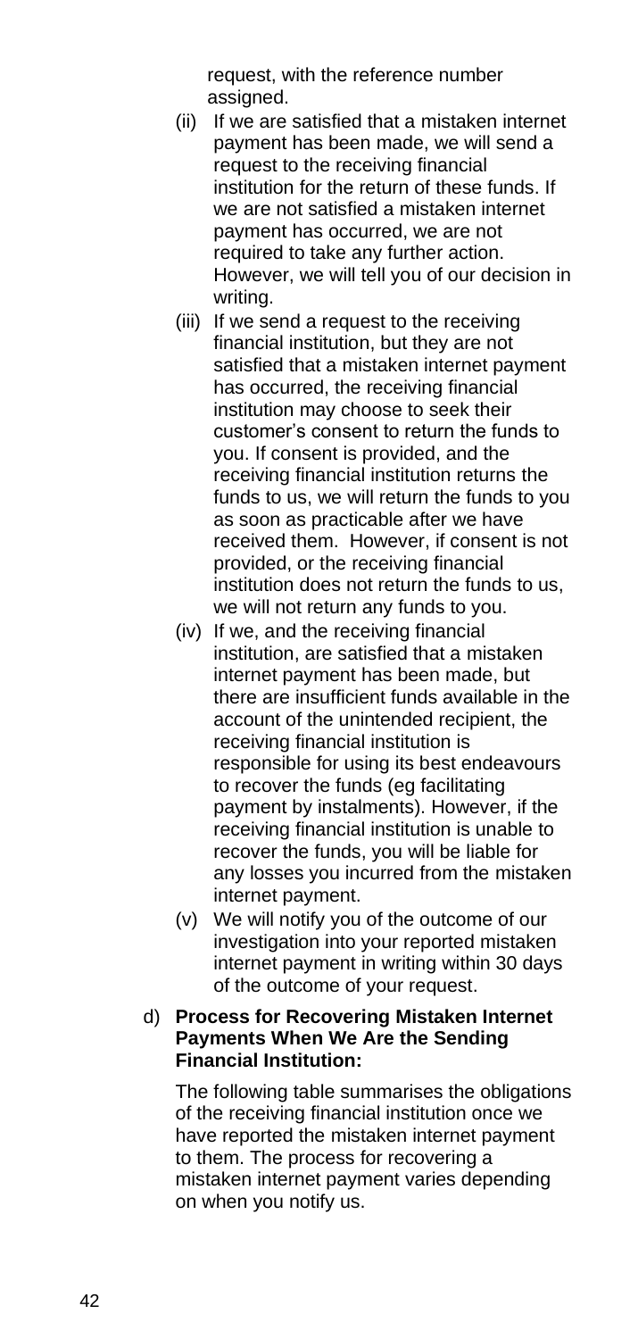request, with the reference number assigned.

(ii) If we are satisfied that a mistaken internet payment has been made, we will send a request to the receiving financial institution for the return of these funds. If we are not satisfied a mistaken internet payment has occurred, we are not required to take any further action. However, we will tell you of our decision in writing.

(iii) If we send a request to the receiving financial institution, but they are not satisfied that a mistaken internet payment has occurred, the receiving financial institution may choose to seek their customer's consent to return the funds to you. If consent is provided, and the receiving financial institution returns the funds to us, we will return the funds to you as soon as practicable after we have received them. However, if consent is not provided, or the receiving financial institution does not return the funds to us, we will not return any funds to you.

(iv) If we, and the receiving financial institution, are satisfied that a mistaken internet payment has been made, but there are insufficient funds available in the account of the unintended recipient, the receiving financial institution is responsible for using its best endeavours to recover the funds (eg facilitating payment by instalments). However, if the receiving financial institution is unable to recover the funds, you will be liable for any losses you incurred from the mistaken internet payment.

(v) We will notify you of the outcome of our investigation into your reported mistaken internet payment in writing within 30 days of the outcome of your request.

d) **Process for Recovering Mistaken Internet Payments When We Are the Sending Financial Institution:**

The following table summarises the obligations of the receiving financial institution once we have reported the mistaken internet payment to them. The process for recovering a mistaken internet payment varies depending on when you notify us.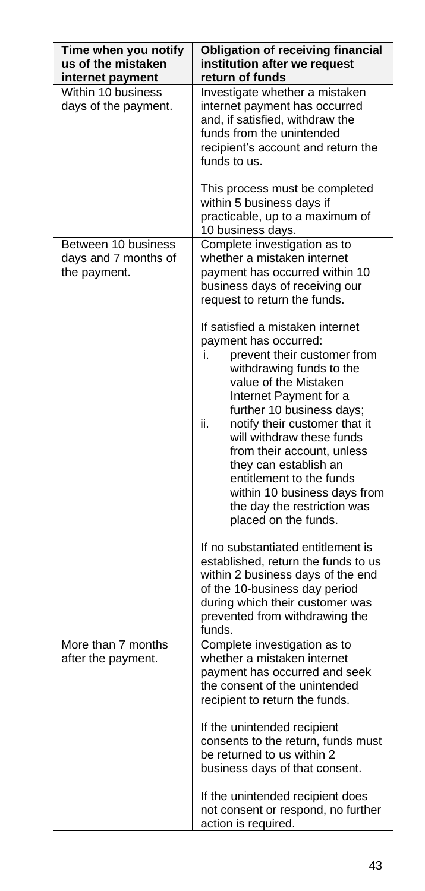| Time when you notify us of the mistaken internet payment | Obligation of receiving financial institution after we request return of funds |
|---|---|
| Within 10 business days of the payment. | Investigate whether a mistaken internet payment has occurred and, if satisfied, withdraw the funds from the unintended recipient's account and return the funds to us.<br><br>This process must be completed within 5 business days if practicable, up to a maximum of 10 business days. |
| Between 10 business days and 7 months of the payment. | Complete investigation as to whether a mistaken internet payment has occurred within 10 business days of receiving our request to return the funds.<br><br>If satisfied a mistaken internet payment has occurred:<br>i. prevent their customer from withdrawing funds to the value of the Mistaken Internet Payment for a further 10 business days;<br>ii. notify their customer that it will withdraw these funds from their account, unless they can establish an entitlement to the funds within 10 business days from the day the restriction was placed on the funds.<br><br>If no substantiated entitlement is established, return the funds to us within 2 business days of the end of the 10-business day period during which their customer was prevented from withdrawing the funds. |
| More than 7 months after the payment. | Complete investigation as to whether a mistaken internet payment has occurred and seek the consent of the unintended recipient to return the funds.<br><br>If the unintended recipient consents to the return, funds must be returned to us within 2 business days of that consent.<br><br>If the unintended recipient does not consent or respond, no further action is required. |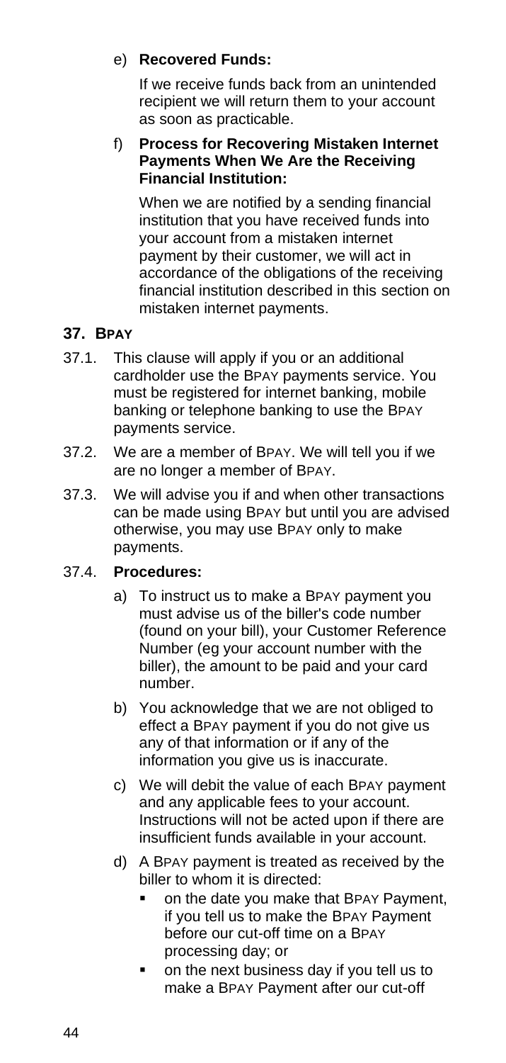e) **Recovered Funds:**

   If we receive funds back from an unintended recipient we will return them to your account as soon as practicable.

f) **Process for Recovering Mistaken Internet Payments When We Are the Receiving Financial Institution:**

   When we are notified by a sending financial institution that you have received funds into your account from a mistaken internet payment by their customer, we will act in accordance of the obligations of the receiving financial institution described in this section on mistaken internet payments.

## 37. BPAY

37.1. This clause will apply if you or an additional cardholder use the BPAY payments service. You must be registered for internet banking, mobile banking or telephone banking to use the BPAY payments service.

37.2. We are a member of BPAY. We will tell you if we are no longer a member of BPAY.

37.3. We will advise you if and when other transactions can be made using BPAY but until you are advised otherwise, you may use BPAY only to make payments.

37.4. **Procedures:**

a) To instruct us to make a BPAY payment you must advise us of the biller's code number (found on your bill), your Customer Reference Number (eg your account number with the biller), the amount to be paid and your card number.

b) You acknowledge that we are not obliged to effect a BPAY payment if you do not give us any of that information or if any of the information you give us is inaccurate.

c) We will debit the value of each BPAY payment and any applicable fees to your account. Instructions will not be acted upon if there are insufficient funds available in your account.

d) A BPAY payment is treated as received by the biller to whom it is directed:
   - on the date you make that BPAY Payment, if you tell us to make the BPAY Payment before our cut-off time on a BPAY processing day; or
   - on the next business day if you tell us to make a BPAY Payment after our cut-off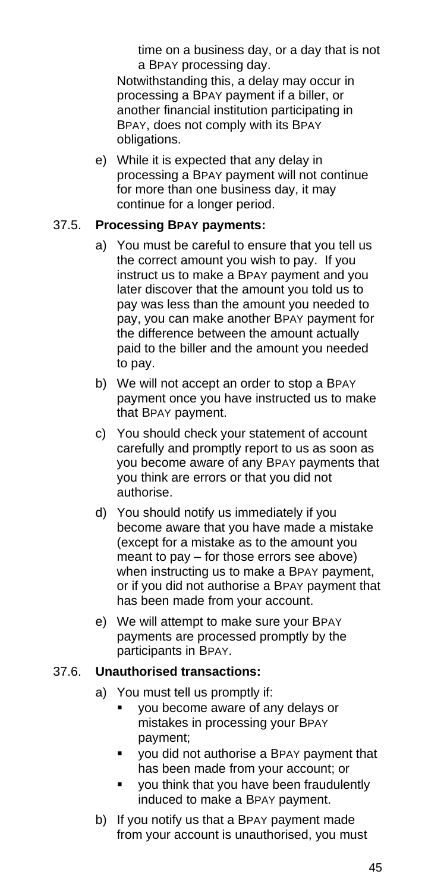time on a business day, or a day that is not a BPAY processing day.

Notwithstanding this, a delay may occur in processing a BPAY payment if a biller, or another financial institution participating in BPAY, does not comply with its BPAY obligations.

e) While it is expected that any delay in processing a BPAY payment will not continue for more than one business day, it may continue for a longer period.

### 37.5. Processing BPAY payments:

a) You must be careful to ensure that you tell us the correct amount you wish to pay. If you instruct us to make a BPAY payment and you later discover that the amount you told us to pay was less than the amount you needed to pay, you can make another BPAY payment for the difference between the amount actually paid to the biller and the amount you needed to pay.

b) We will not accept an order to stop a BPAY payment once you have instructed us to make that BPAY payment.

c) You should check your statement of account carefully and promptly report to us as soon as you become aware of any BPAY payments that you think are errors or that you did not authorise.

d) You should notify us immediately if you become aware that you have made a mistake (except for a mistake as to the amount you meant to pay – for those errors see above) when instructing us to make a BPAY payment, or if you did not authorise a BPAY payment that has been made from your account.

e) We will attempt to make sure your BPAY payments are processed promptly by the participants in BPAY.

### 37.6. Unauthorised transactions:

a) You must tell us promptly if:
   - you become aware of any delays or mistakes in processing your BPAY payment;
   - you did not authorise a BPAY payment that has been made from your account; or
   - you think that you have been fraudulently induced to make a BPAY payment.

b) If you notify us that a BPAY payment made from your account is unauthorised, you must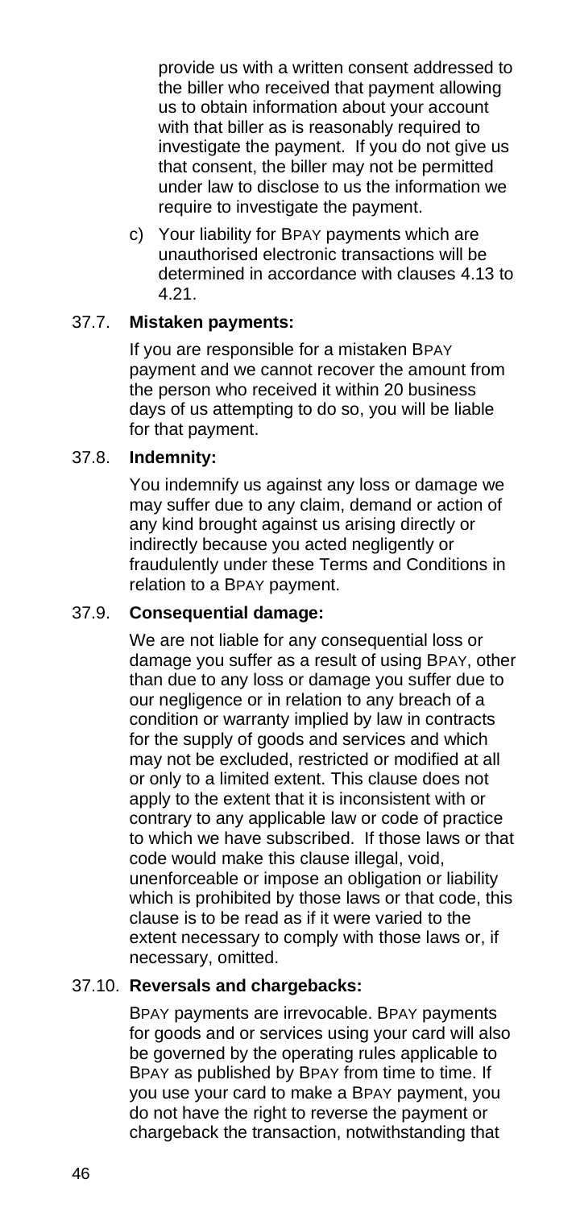provide us with a written consent addressed to the biller who received that payment allowing us to obtain information about your account with that biller as is reasonably required to investigate the payment. If you do not give us that consent, the biller may not be permitted under law to disclose to us the information we require to investigate the payment.

c) Your liability for BPAY payments which are unauthorised electronic transactions will be determined in accordance with clauses 4.13 to 4.21.

37.7. **Mistaken payments:**

If you are responsible for a mistaken BPAY payment and we cannot recover the amount from the person who received it within 20 business days of us attempting to do so, you will be liable for that payment.

37.8. **Indemnity:**

You indemnify us against any loss or damage we may suffer due to any claim, demand or action of any kind brought against us arising directly or indirectly because you acted negligently or fraudulently under these Terms and Conditions in relation to a BPAY payment.

37.9. **Consequential damage:**

We are not liable for any consequential loss or damage you suffer as a result of using BPAY, other than due to any loss or damage you suffer due to our negligence or in relation to any breach of a condition or warranty implied by law in contracts for the supply of goods and services and which may not be excluded, restricted or modified at all or only to a limited extent. This clause does not apply to the extent that it is inconsistent with or contrary to any applicable law or code of practice to which we have subscribed. If those laws or that code would make this clause illegal, void, unenforceable or impose an obligation or liability which is prohibited by those laws or that code, this clause is to be read as if it were varied to the extent necessary to comply with those laws or, if necessary, omitted.

37.10. **Reversals and chargebacks:**

BPAY payments are irrevocable. BPAY payments for goods and or services using your card will also be governed by the operating rules applicable to BPAY as published by BPAY from time to time. If you use your card to make a BPAY payment, you do not have the right to reverse the payment or chargeback the transaction, notwithstanding that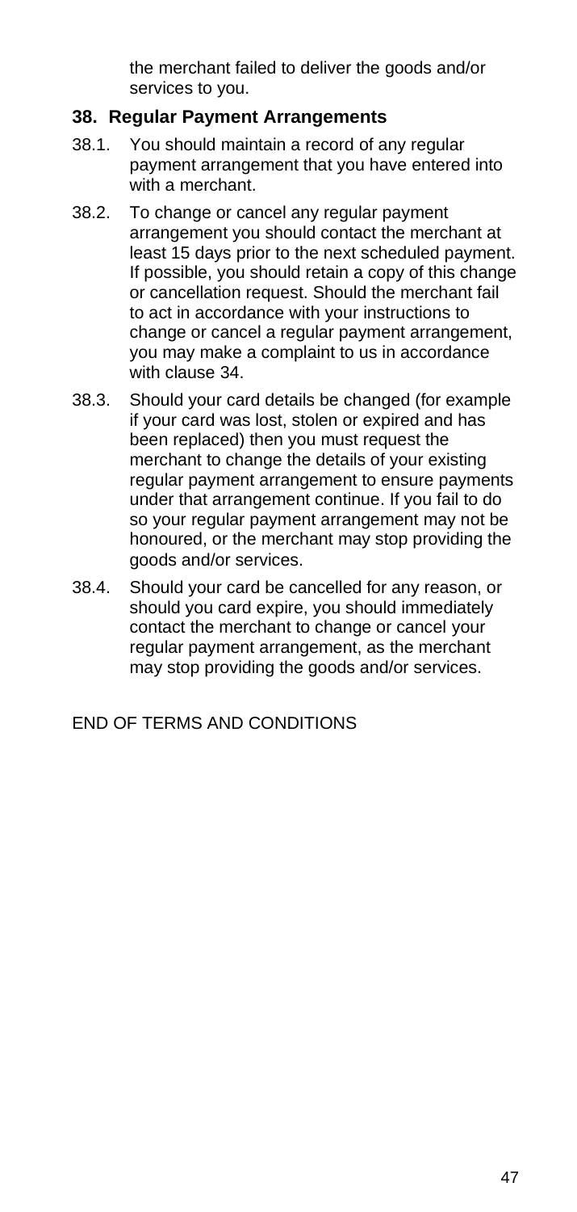the merchant failed to deliver the goods and/or services to you.

## 38. Regular Payment Arrangements

38.1. You should maintain a record of any regular payment arrangement that you have entered into with a merchant.

38.2. To change or cancel any regular payment arrangement you should contact the merchant at least 15 days prior to the next scheduled payment. If possible, you should retain a copy of this change or cancellation request. Should the merchant fail to act in accordance with your instructions to change or cancel a regular payment arrangement, you may make a complaint to us in accordance with clause 34.

38.3. Should your card details be changed (for example if your card was lost, stolen or expired and has been replaced) then you must request the merchant to change the details of your existing regular payment arrangement to ensure payments under that arrangement continue. If you fail to do so your regular payment arrangement may not be honoured, or the merchant may stop providing the goods and/or services.

38.4. Should your card be cancelled for any reason, or should you card expire, you should immediately contact the merchant to change or cancel your regular payment arrangement, as the merchant may stop providing the goods and/or services.

END OF TERMS AND CONDITIONS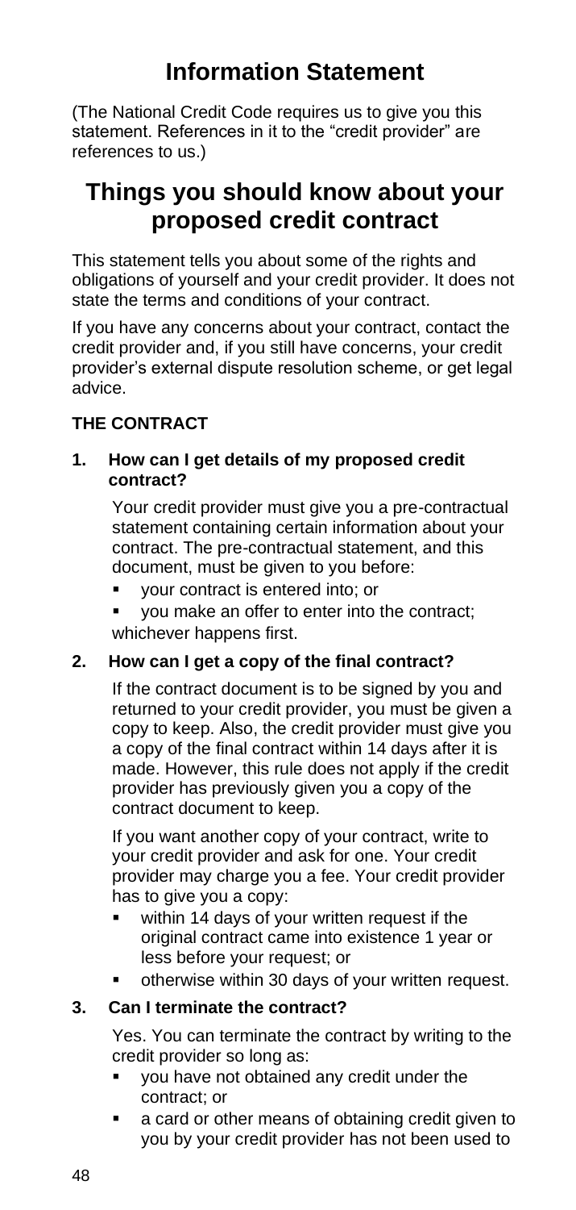# Information Statement

(The National Credit Code requires us to give you this statement. References in it to the "credit provider" are references to us.)

# Things you should know about your proposed credit contract

This statement tells you about some of the rights and obligations of yourself and your credit provider. It does not state the terms and conditions of your contract.

If you have any concerns about your contract, contact the credit provider and, if you still have concerns, your credit provider's external dispute resolution scheme, or get legal advice.

### THE CONTRACT

#### 1. How can I get details of my proposed credit contract?

Your credit provider must give you a pre-contractual statement containing certain information about your contract. The pre-contractual statement, and this document, must be given to you before:

- your contract is entered into; or
- you make an offer to enter into the contract;

whichever happens first.

#### 2. How can I get a copy of the final contract?

If the contract document is to be signed by you and returned to your credit provider, you must be given a copy to keep. Also, the credit provider must give you a copy of the final contract within 14 days after it is made. However, this rule does not apply if the credit provider has previously given you a copy of the contract document to keep.

If you want another copy of your contract, write to your credit provider and ask for one. Your credit provider may charge you a fee. Your credit provider has to give you a copy:

- within 14 days of your written request if the original contract came into existence 1 year or less before your request; or
- otherwise within 30 days of your written request.

#### 3. Can I terminate the contract?

Yes. You can terminate the contract by writing to the credit provider so long as:

- you have not obtained any credit under the contract; or
- a card or other means of obtaining credit given to you by your credit provider has not been used to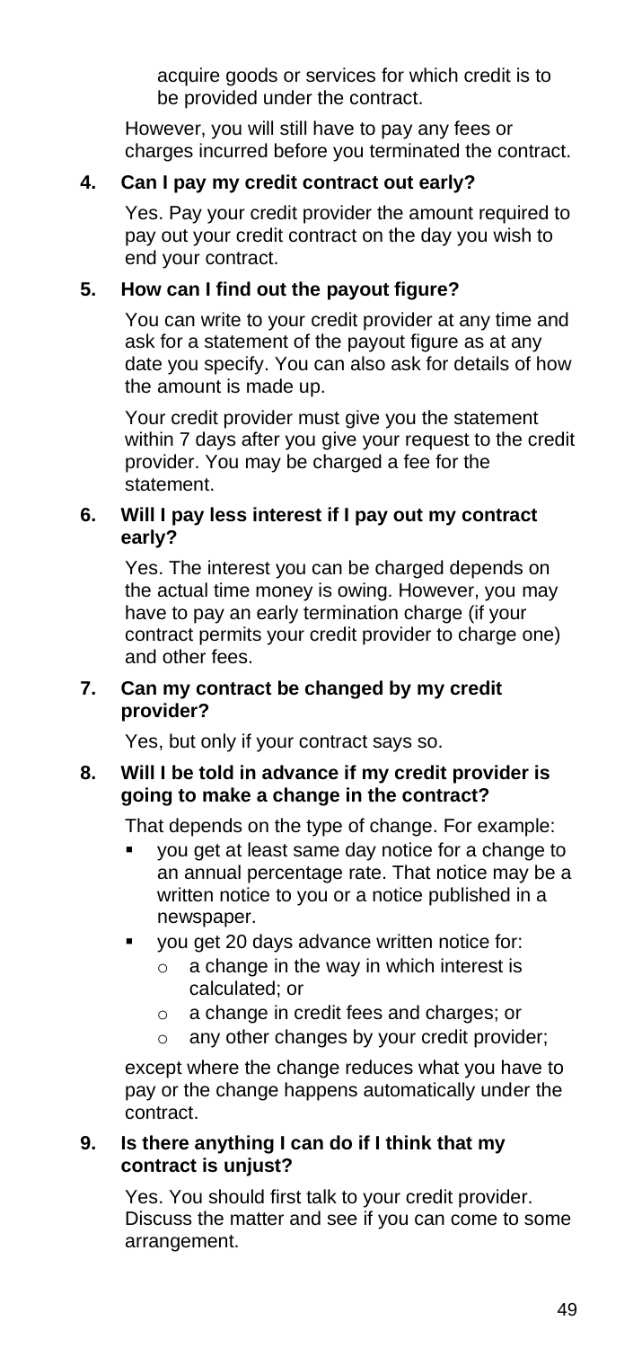acquire goods or services for which credit is to be provided under the contract.

However, you will still have to pay any fees or charges incurred before you terminated the contract.

**4. Can I pay my credit contract out early?**

Yes. Pay your credit provider the amount required to pay out your credit contract on the day you wish to end your contract.

**5. How can I find out the payout figure?**

You can write to your credit provider at any time and ask for a statement of the payout figure as at any date you specify. You can also ask for details of how the amount is made up.

Your credit provider must give you the statement within 7 days after you give your request to the credit provider. You may be charged a fee for the statement.

**6. Will I pay less interest if I pay out my contract early?**

Yes. The interest you can be charged depends on the actual time money is owing. However, you may have to pay an early termination charge (if your contract permits your credit provider to charge one) and other fees.

**7. Can my contract be changed by my credit provider?**

Yes, but only if your contract says so.

**8. Will I be told in advance if my credit provider is going to make a change in the contract?**

That depends on the type of change. For example:

- you get at least same day notice for a change to an annual percentage rate. That notice may be a written notice to you or a notice published in a newspaper.
- you get 20 days advance written notice for:
  - a change in the way in which interest is calculated; or
  - a change in credit fees and charges; or
  - any other changes by your credit provider;

except where the change reduces what you have to pay or the change happens automatically under the contract.

**9. Is there anything I can do if I think that my contract is unjust?**

Yes. You should first talk to your credit provider. Discuss the matter and see if you can come to some arrangement.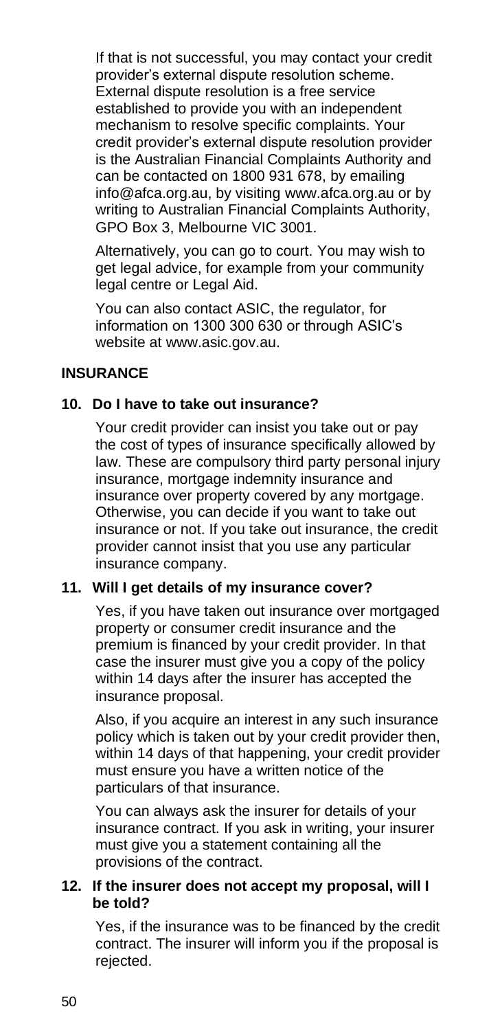If that is not successful, you may contact your credit provider's external dispute resolution scheme. External dispute resolution is a free service established to provide you with an independent mechanism to resolve specific complaints. Your credit provider's external dispute resolution provider is the Australian Financial Complaints Authority and can be contacted on 1800 931 678, by emailing info@afca.org.au, by visiting www.afca.org.au or by writing to Australian Financial Complaints Authority, GPO Box 3, Melbourne VIC 3001.

Alternatively, you can go to court. You may wish to get legal advice, for example from your community legal centre or Legal Aid.

You can also contact ASIC, the regulator, for information on 1300 300 630 or through ASIC's website at www.asic.gov.au.

## INSURANCE

### 10. Do I have to take out insurance?

Your credit provider can insist you take out or pay the cost of types of insurance specifically allowed by law. These are compulsory third party personal injury insurance, mortgage indemnity insurance and insurance over property covered by any mortgage. Otherwise, you can decide if you want to take out insurance or not. If you take out insurance, the credit provider cannot insist that you use any particular insurance company.

### 11. Will I get details of my insurance cover?

Yes, if you have taken out insurance over mortgaged property or consumer credit insurance and the premium is financed by your credit provider. In that case the insurer must give you a copy of the policy within 14 days after the insurer has accepted the insurance proposal.

Also, if you acquire an interest in any such insurance policy which is taken out by your credit provider then, within 14 days of that happening, your credit provider must ensure you have a written notice of the particulars of that insurance.

You can always ask the insurer for details of your insurance contract. If you ask in writing, your insurer must give you a statement containing all the provisions of the contract.

### 12. If the insurer does not accept my proposal, will I be told?

Yes, if the insurance was to be financed by the credit contract. The insurer will inform you if the proposal is rejected.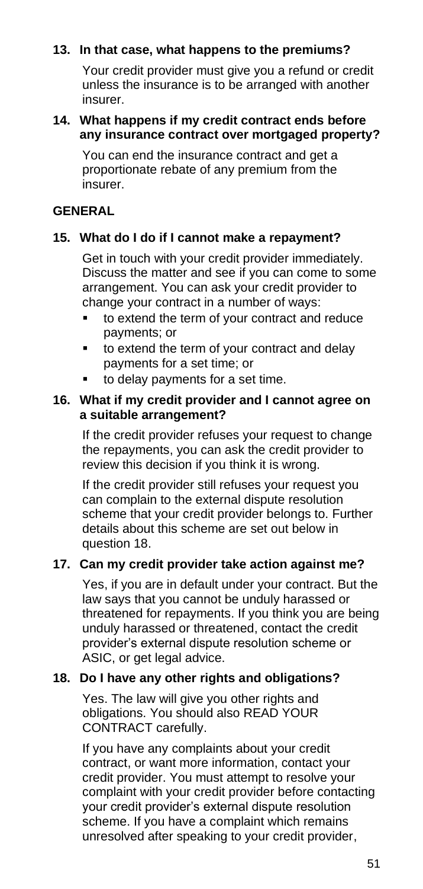**13. In that case, what happens to the premiums?**

Your credit provider must give you a refund or credit unless the insurance is to be arranged with another insurer.

**14. What happens if my credit contract ends before any insurance contract over mortgaged property?**

You can end the insurance contract and get a proportionate rebate of any premium from the insurer.

## GENERAL

**15. What do I do if I cannot make a repayment?**

Get in touch with your credit provider immediately. Discuss the matter and see if you can come to some arrangement. You can ask your credit provider to change your contract in a number of ways:

- to extend the term of your contract and reduce payments; or
- to extend the term of your contract and delay payments for a set time; or
- to delay payments for a set time.

**16. What if my credit provider and I cannot agree on a suitable arrangement?**

If the credit provider refuses your request to change the repayments, you can ask the credit provider to review this decision if you think it is wrong.

If the credit provider still refuses your request you can complain to the external dispute resolution scheme that your credit provider belongs to. Further details about this scheme are set out below in question 18.

**17. Can my credit provider take action against me?**

Yes, if you are in default under your contract. But the law says that you cannot be unduly harassed or threatened for repayments. If you think you are being unduly harassed or threatened, contact the credit provider's external dispute resolution scheme or ASIC, or get legal advice.

**18. Do I have any other rights and obligations?**

Yes. The law will give you other rights and obligations. You should also READ YOUR CONTRACT carefully.

If you have any complaints about your credit contract, or want more information, contact your credit provider. You must attempt to resolve your complaint with your credit provider before contacting your credit provider's external dispute resolution scheme. If you have a complaint which remains unresolved after speaking to your credit provider,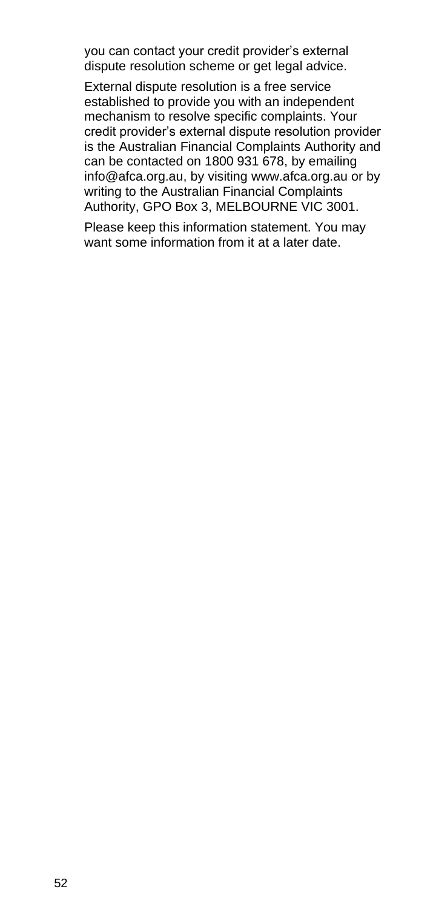you can contact your credit provider's external dispute resolution scheme or get legal advice.

External dispute resolution is a free service established to provide you with an independent mechanism to resolve specific complaints. Your credit provider's external dispute resolution provider is the Australian Financial Complaints Authority and can be contacted on 1800 931 678, by emailing info@afca.org.au, by visiting www.afca.org.au or by writing to the Australian Financial Complaints Authority, GPO Box 3, MELBOURNE VIC 3001.

Please keep this information statement. You may want some information from it at a later date.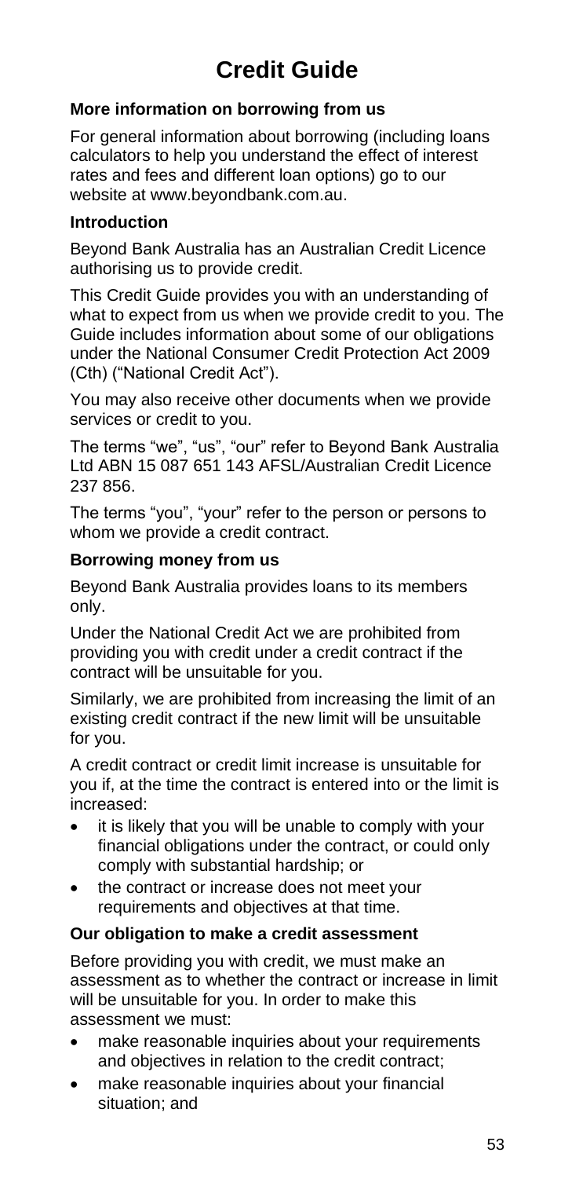# Credit Guide

### More information on borrowing from us

For general information about borrowing (including loans calculators to help you understand the effect of interest rates and fees and different loan options) go to our website at www.beyondbank.com.au.

### Introduction

Beyond Bank Australia has an Australian Credit Licence authorising us to provide credit.

This Credit Guide provides you with an understanding of what to expect from us when we provide credit to you. The Guide includes information about some of our obligations under the National Consumer Credit Protection Act 2009 (Cth) ("National Credit Act").

You may also receive other documents when we provide services or credit to you.

The terms "we", "us", "our" refer to Beyond Bank Australia Ltd ABN 15 087 651 143 AFSL/Australian Credit Licence 237 856.

The terms "you", "your" refer to the person or persons to whom we provide a credit contract.

### Borrowing money from us

Beyond Bank Australia provides loans to its members only.

Under the National Credit Act we are prohibited from providing you with credit under a credit contract if the contract will be unsuitable for you.

Similarly, we are prohibited from increasing the limit of an existing credit contract if the new limit will be unsuitable for you.

A credit contract or credit limit increase is unsuitable for you if, at the time the contract is entered into or the limit is increased:

- it is likely that you will be unable to comply with your financial obligations under the contract, or could only comply with substantial hardship; or
- the contract or increase does not meet your requirements and objectives at that time.

### Our obligation to make a credit assessment

Before providing you with credit, we must make an assessment as to whether the contract or increase in limit will be unsuitable for you. In order to make this assessment we must:

- make reasonable inquiries about your requirements and objectives in relation to the credit contract;
- make reasonable inquiries about your financial situation; and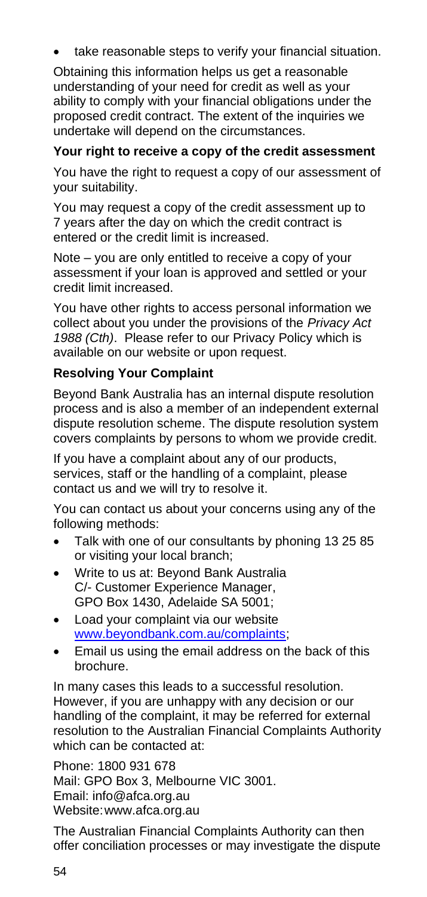- take reasonable steps to verify your financial situation.

Obtaining this information helps us get a reasonable understanding of your need for credit as well as your ability to comply with your financial obligations under the proposed credit contract. The extent of the inquiries we undertake will depend on the circumstances.

**Your right to receive a copy of the credit assessment**

You have the right to request a copy of our assessment of your suitability.

You may request a copy of the credit assessment up to 7 years after the day on which the credit contract is entered or the credit limit is increased.

Note – you are only entitled to receive a copy of your assessment if your loan is approved and settled or your credit limit increased.

You have other rights to access personal information we collect about you under the provisions of the *Privacy Act 1988 (Cth)*. Please refer to our Privacy Policy which is available on our website or upon request.

**Resolving Your Complaint**

Beyond Bank Australia has an internal dispute resolution process and is also a member of an independent external dispute resolution scheme. The dispute resolution system covers complaints by persons to whom we provide credit.

If you have a complaint about any of our products, services, staff or the handling of a complaint, please contact us and we will try to resolve it.

You can contact us about your concerns using any of the following methods:

- Talk with one of our consultants by phoning 13 25 85 or visiting your local branch;
- Write to us at: Beyond Bank Australia C/- Customer Experience Manager, GPO Box 1430, Adelaide SA 5001;
- Load your complaint via our website [www.beyondbank.com.au/complaints](www.beyondbank.com.au/complaints);
- Email us using the email address on the back of this brochure.

In many cases this leads to a successful resolution. However, if you are unhappy with any decision or our handling of the complaint, it may be referred for external resolution to the Australian Financial Complaints Authority which can be contacted at:

Phone: 1800 931 678
Mail: GPO Box 3, Melbourne VIC 3001.
Email: info@afca.org.au
Website: www.afca.org.au

The Australian Financial Complaints Authority can then offer conciliation processes or may investigate the dispute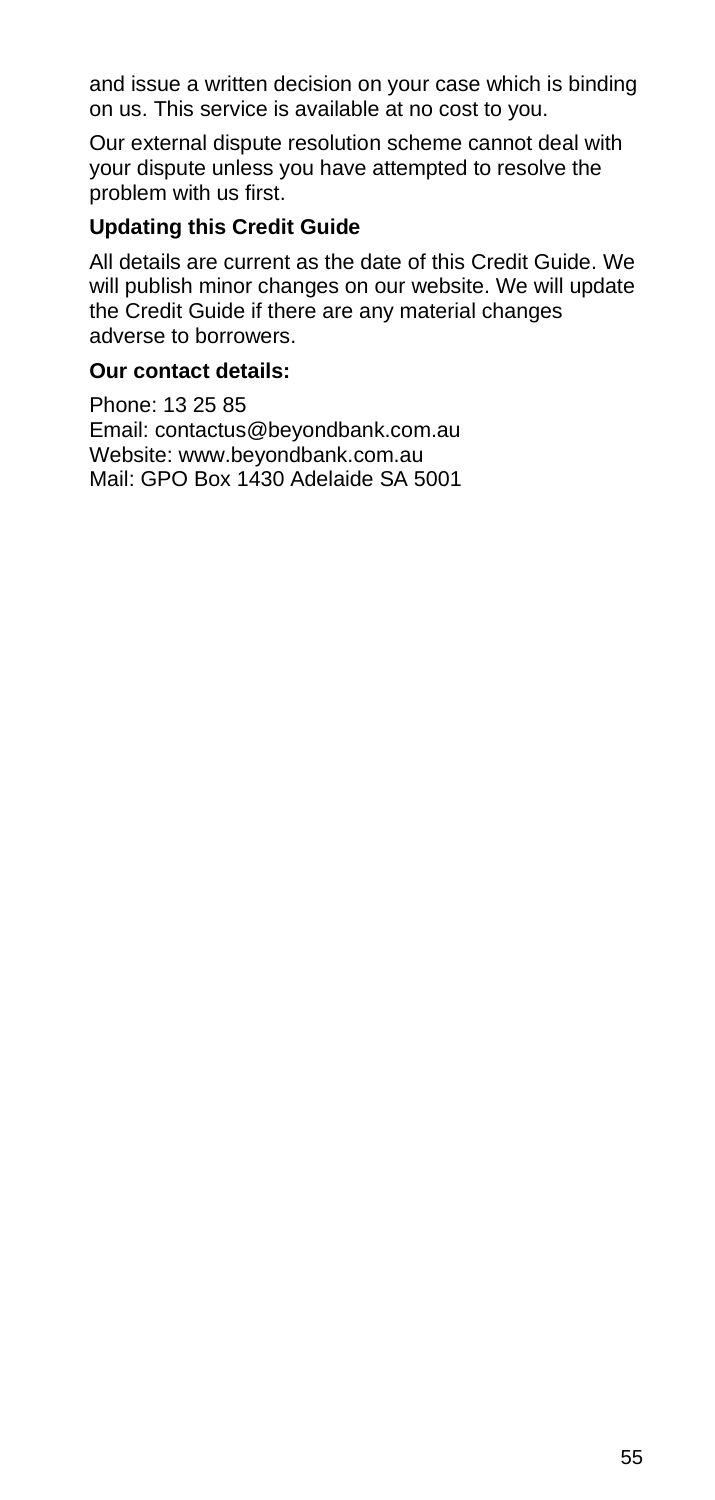and issue a written decision on your case which is binding on us. This service is available at no cost to you.

Our external dispute resolution scheme cannot deal with your dispute unless you have attempted to resolve the problem with us first.

**Updating this Credit Guide**

All details are current as the date of this Credit Guide. We will publish minor changes on our website. We will update the Credit Guide if there are any material changes adverse to borrowers.

**Our contact details:**

Phone: 13 25 85
Email: contactus@beyondbank.com.au
Website: www.beyondbank.com.au
Mail: GPO Box 1430 Adelaide SA 5001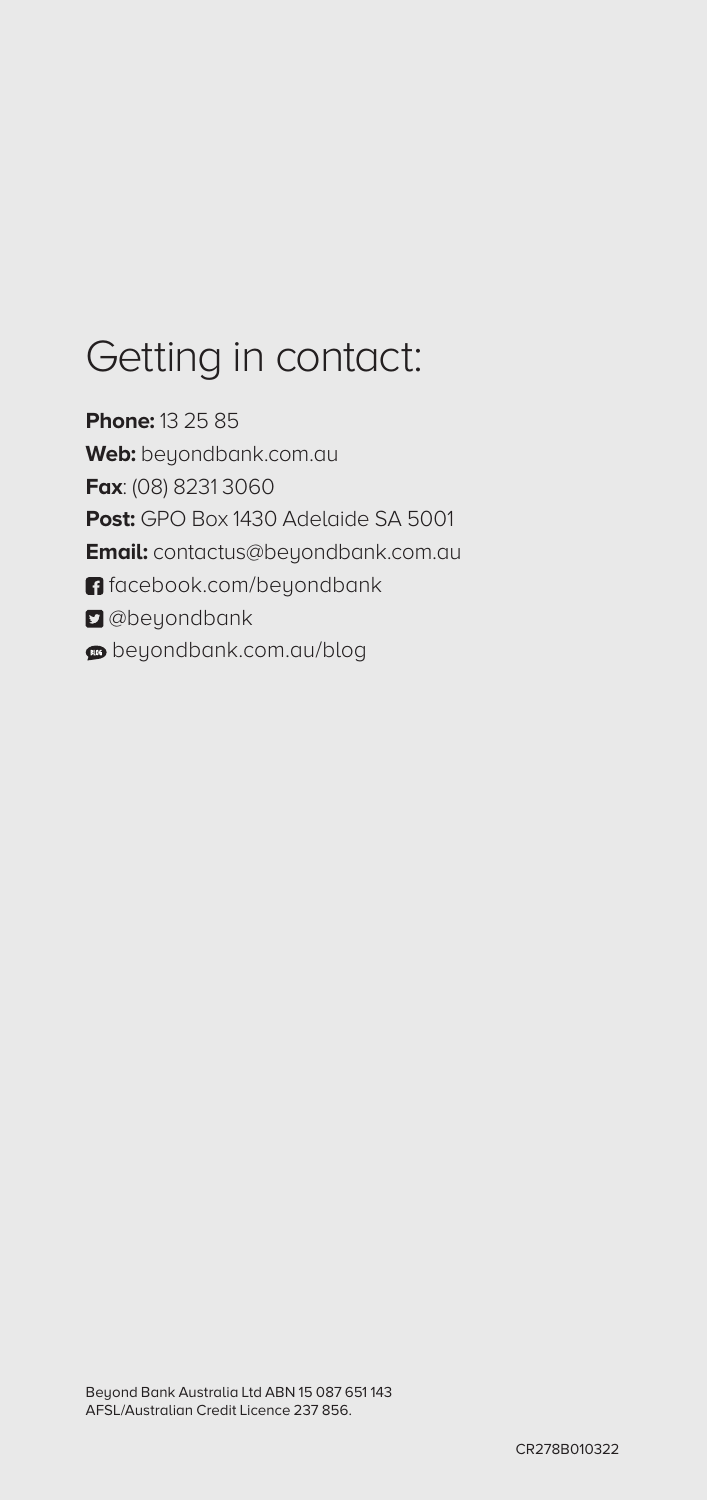# Getting in contact:

**Phone:** 13 25 85

**Web:** beyondbank.com.au

**Fax**: (08) 8231 3060

**Post:** GPO Box 1430 Adelaide SA 5001

**Email:** contactus@beyondbank.com.au

facebook.com/beyondbank

@beyondbank

beyondbank.com.au/blog

Beyond Bank Australia Ltd ABN 15 087 651 143
AFSL/Australian Credit Licence 237 856.

CR278B010322